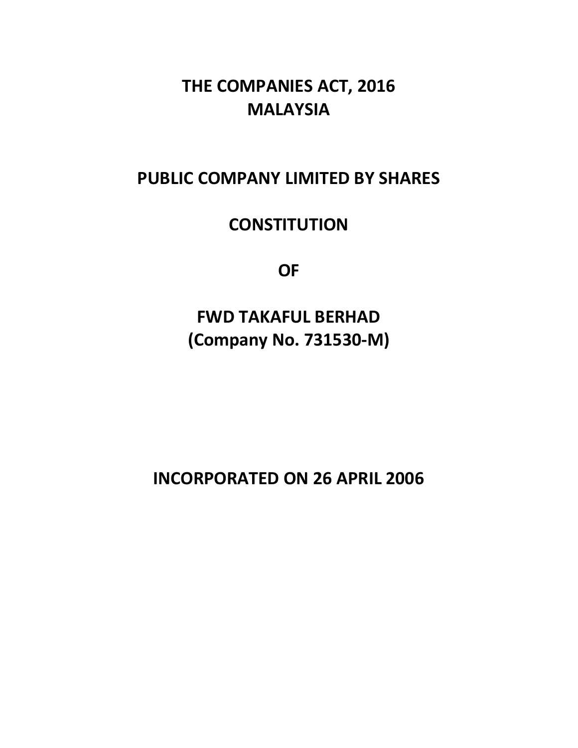# THE COMPANIES ACT, 2016
# MALAYSIA

# PUBLIC COMPANY LIMITED BY SHARES

# CONSTITUTION

# OF

# FWD TAKAFUL BERHAD
# (Company No. 731530-M)

# INCORPORATED ON 26 APRIL 2006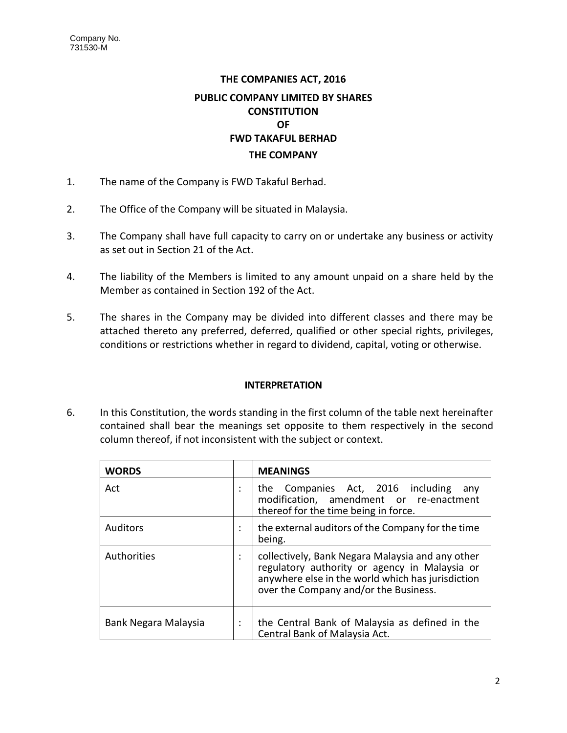Company No.
731530-M

# THE COMPANIES ACT, 2016

## PUBLIC COMPANY LIMITED BY SHARES
## CONSTITUTION
## OF
## FWD TAKAFUL BERHAD

## THE COMPANY

1. The name of the Company is FWD Takaful Berhad.

2. The Office of the Company will be situated in Malaysia.

3. The Company shall have full capacity to carry on or undertake any business or activity as set out in Section 21 of the Act.

4. The liability of the Members is limited to any amount unpaid on a share held by the Member as contained in Section 192 of the Act.

5. The shares in the Company may be divided into different classes and there may be attached thereto any preferred, deferred, qualified or other special rights, privileges, conditions or restrictions whether in regard to dividend, capital, voting or otherwise.

## INTERPRETATION

6. In this Constitution, the words standing in the first column of the table next hereinafter contained shall bear the meanings set opposite to them respectively in the second column thereof, if not inconsistent with the subject or context.

| WORDS | | MEANINGS |
|---|---|---|
| Act | : | the Companies Act, 2016 including any modification, amendment or re-enactment thereof for the time being in force. |
| Auditors | : | the external auditors of the Company for the time being. |
| Authorities | : | collectively, Bank Negara Malaysia and any other regulatory authority or agency in Malaysia or anywhere else in the world which has jurisdiction over the Company and/or the Business. |
| Bank Negara Malaysia | : | the Central Bank of Malaysia as defined in the Central Bank of Malaysia Act. |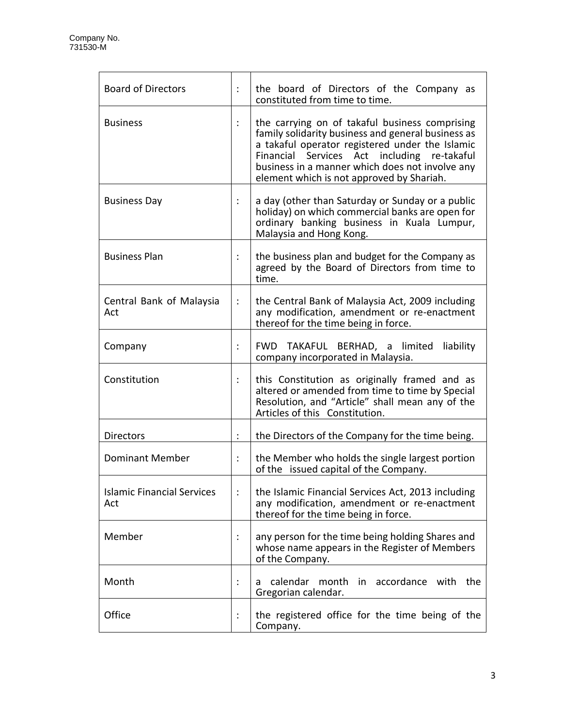Company No.
731530-M

| | | |
|---|---|---|
| Board of Directors | : | the board of Directors of the Company as constituted from time to time. |
| Business | : | the carrying on of takaful business comprising family solidarity business and general business as a takaful operator registered under the Islamic Financial Services Act including re-takaful business in a manner which does not involve any element which is not approved by Shariah. |
| Business Day | : | a day (other than Saturday or Sunday or a public holiday) on which commercial banks are open for ordinary banking business in Kuala Lumpur, Malaysia and Hong Kong. |
| Business Plan | : | the business plan and budget for the Company as agreed by the Board of Directors from time to time. |
| Central Bank of Malaysia Act | : | the Central Bank of Malaysia Act, 2009 including any modification, amendment or re-enactment thereof for the time being in force. |
| Company | : | FWD TAKAFUL BERHAD, a limited liability company incorporated in Malaysia. |
| Constitution | : | this Constitution as originally framed and as altered or amended from time to time by Special Resolution, and "Article" shall mean any of the Articles of this Constitution. |
| Directors | : | the Directors of the Company for the time being. |
| Dominant Member | : | the Member who holds the single largest portion of the issued capital of the Company. |
| Islamic Financial Services Act | : | the Islamic Financial Services Act, 2013 including any modification, amendment or re-enactment thereof for the time being in force. |
| Member | : | any person for the time being holding Shares and whose name appears in the Register of Members of the Company. |
| Month | : | a calendar month in accordance with the Gregorian calendar. |
| Office | : | the registered office for the time being of the Company. |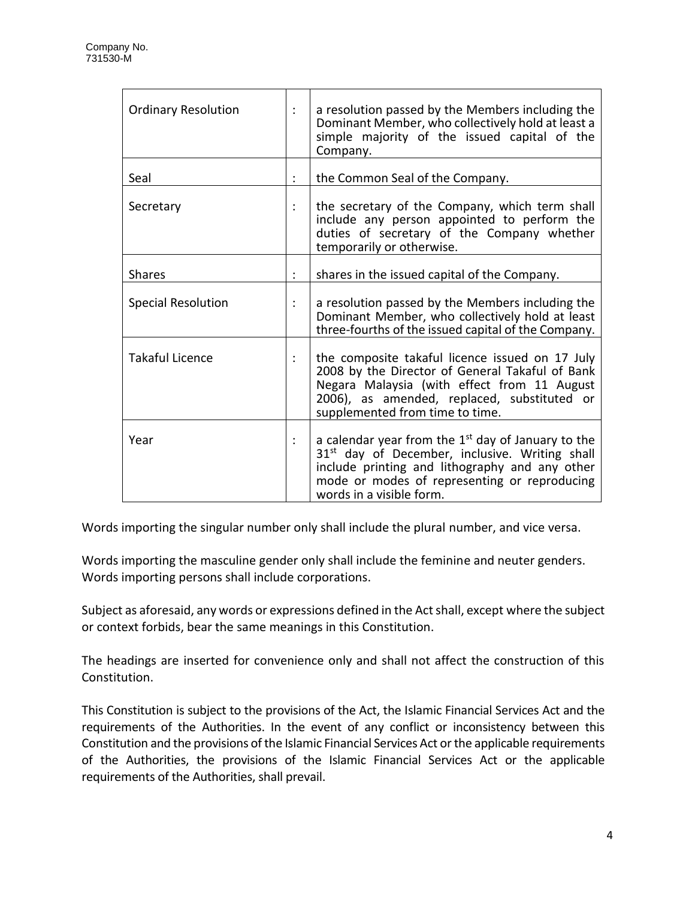| | | |
|---|---|---|
| Ordinary Resolution | : | a resolution passed by the Members including the Dominant Member, who collectively hold at least a simple majority of the issued capital of the Company. |
| Seal | : | the Common Seal of the Company. |
| Secretary | : | the secretary of the Company, which term shall include any person appointed to perform the duties of secretary of the Company whether temporarily or otherwise. |
| Shares | : | shares in the issued capital of the Company. |
| Special Resolution | : | a resolution passed by the Members including the Dominant Member, who collectively hold at least three-fourths of the issued capital of the Company. |
| Takaful Licence | : | the composite takaful licence issued on 17 July 2008 by the Director of General Takaful of Bank Negara Malaysia (with effect from 11 August 2006), as amended, replaced, substituted or supplemented from time to time. |
| Year | : | a calendar year from the 1st day of January to the 31st day of December, inclusive. Writing shall include printing and lithography and any other mode or modes of representing or reproducing words in a visible form. |

Words importing the singular number only shall include the plural number, and vice versa.

Words importing the masculine gender only shall include the feminine and neuter genders. Words importing persons shall include corporations.

Subject as aforesaid, any words or expressions defined in the Act shall, except where the subject or context forbids, bear the same meanings in this Constitution.

The headings are inserted for convenience only and shall not affect the construction of this Constitution.

This Constitution is subject to the provisions of the Act, the Islamic Financial Services Act and the requirements of the Authorities. In the event of any conflict or inconsistency between this Constitution and the provisions of the Islamic Financial Services Act or the applicable requirements of the Authorities, the provisions of the Islamic Financial Services Act or the applicable requirements of the Authorities, shall prevail.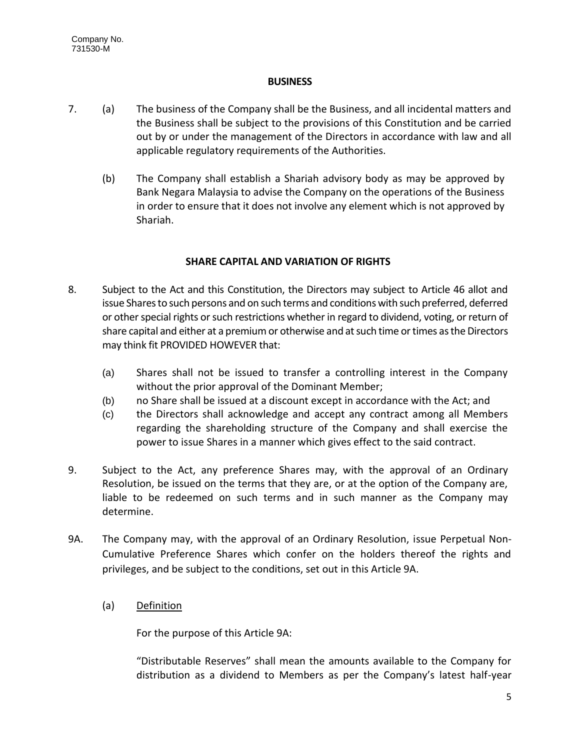## BUSINESS

7. (a) The business of the Company shall be the Business, and all incidental matters and the Business shall be subject to the provisions of this Constitution and be carried out by or under the management of the Directors in accordance with law and all applicable regulatory requirements of the Authorities.

   (b) The Company shall establish a Shariah advisory body as may be approved by Bank Negara Malaysia to advise the Company on the operations of the Business in order to ensure that it does not involve any element which is not approved by Shariah.

## SHARE CAPITAL AND VARIATION OF RIGHTS

8. Subject to the Act and this Constitution, the Directors may subject to Article 46 allot and issue Shares to such persons and on such terms and conditions with such preferred, deferred or other special rights or such restrictions whether in regard to dividend, voting, or return of share capital and either at a premium or otherwise and at such time or times as the Directors may think fit PROVIDED HOWEVER that:

   (a) Shares shall not be issued to transfer a controlling interest in the Company without the prior approval of the Dominant Member;
   (b) no Share shall be issued at a discount except in accordance with the Act; and
   (c) the Directors shall acknowledge and accept any contract among all Members regarding the shareholding structure of the Company and shall exercise the power to issue Shares in a manner which gives effect to the said contract.

9. Subject to the Act, any preference Shares may, with the approval of an Ordinary Resolution, be issued on the terms that they are, or at the option of the Company are, liable to be redeemed on such terms and in such manner as the Company may determine.

9A. The Company may, with the approval of an Ordinary Resolution, issue Perpetual Non-Cumulative Preference Shares which confer on the holders thereof the rights and privileges, and be subject to the conditions, set out in this Article 9A.

   (a) Definition

   For the purpose of this Article 9A:

   "Distributable Reserves" shall mean the amounts available to the Company for distribution as a dividend to Members as per the Company's latest half-year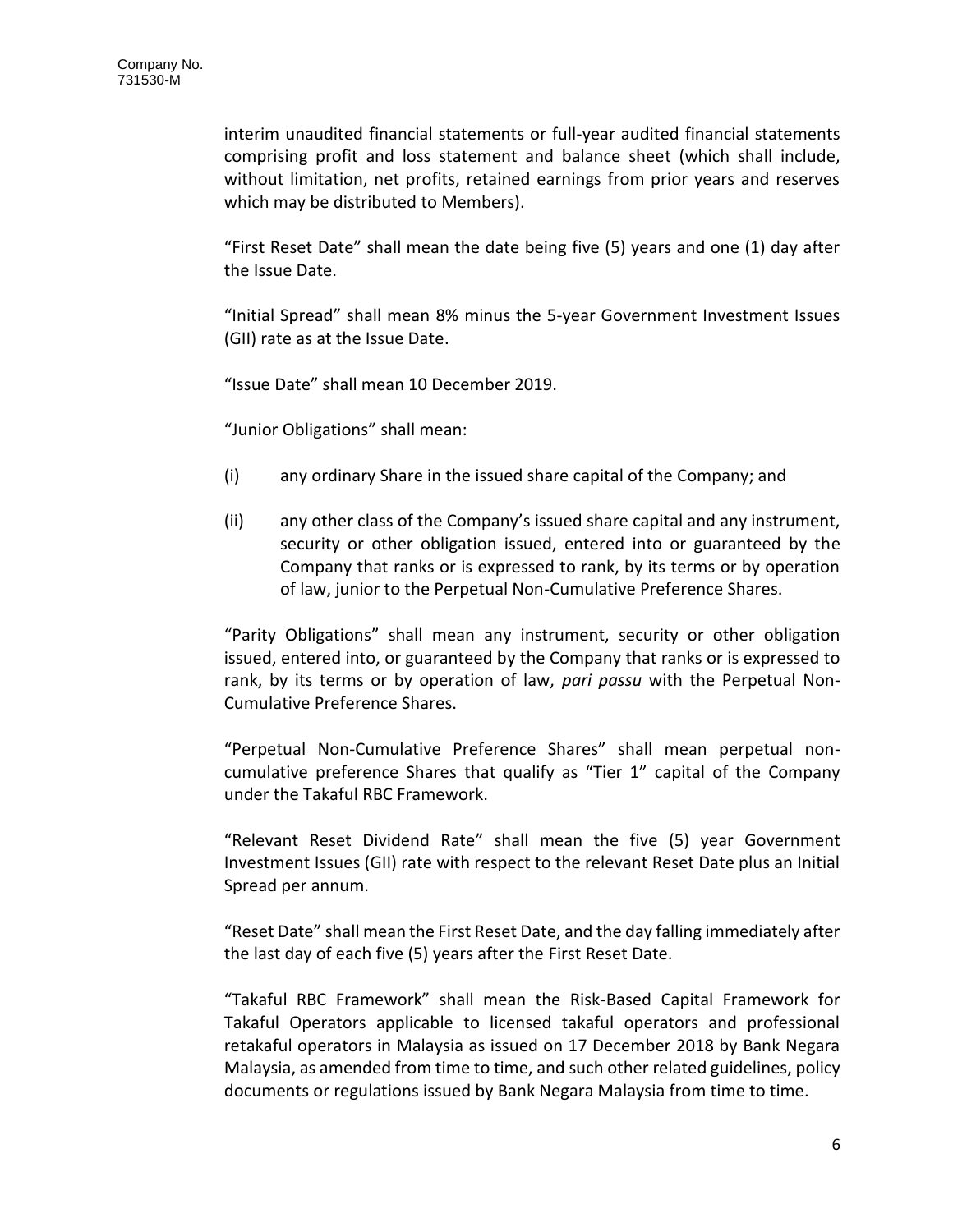interim unaudited financial statements or full-year audited financial statements comprising profit and loss statement and balance sheet (which shall include, without limitation, net profits, retained earnings from prior years and reserves which may be distributed to Members).

"First Reset Date" shall mean the date being five (5) years and one (1) day after the Issue Date.

"Initial Spread" shall mean 8% minus the 5-year Government Investment Issues (GII) rate as at the Issue Date.

"Issue Date" shall mean 10 December 2019.

"Junior Obligations" shall mean:

(i) any ordinary Share in the issued share capital of the Company; and

(ii) any other class of the Company's issued share capital and any instrument, security or other obligation issued, entered into or guaranteed by the Company that ranks or is expressed to rank, by its terms or by operation of law, junior to the Perpetual Non-Cumulative Preference Shares.

"Parity Obligations" shall mean any instrument, security or other obligation issued, entered into, or guaranteed by the Company that ranks or is expressed to rank, by its terms or by operation of law, *pari passu* with the Perpetual Non-Cumulative Preference Shares.

"Perpetual Non-Cumulative Preference Shares" shall mean perpetual non-cumulative preference Shares that qualify as "Tier 1" capital of the Company under the Takaful RBC Framework.

"Relevant Reset Dividend Rate" shall mean the five (5) year Government Investment Issues (GII) rate with respect to the relevant Reset Date plus an Initial Spread per annum.

"Reset Date" shall mean the First Reset Date, and the day falling immediately after the last day of each five (5) years after the First Reset Date.

"Takaful RBC Framework" shall mean the Risk-Based Capital Framework for Takaful Operators applicable to licensed takaful operators and professional retakaful operators in Malaysia as issued on 17 December 2018 by Bank Negara Malaysia, as amended from time to time, and such other related guidelines, policy documents or regulations issued by Bank Negara Malaysia from time to time.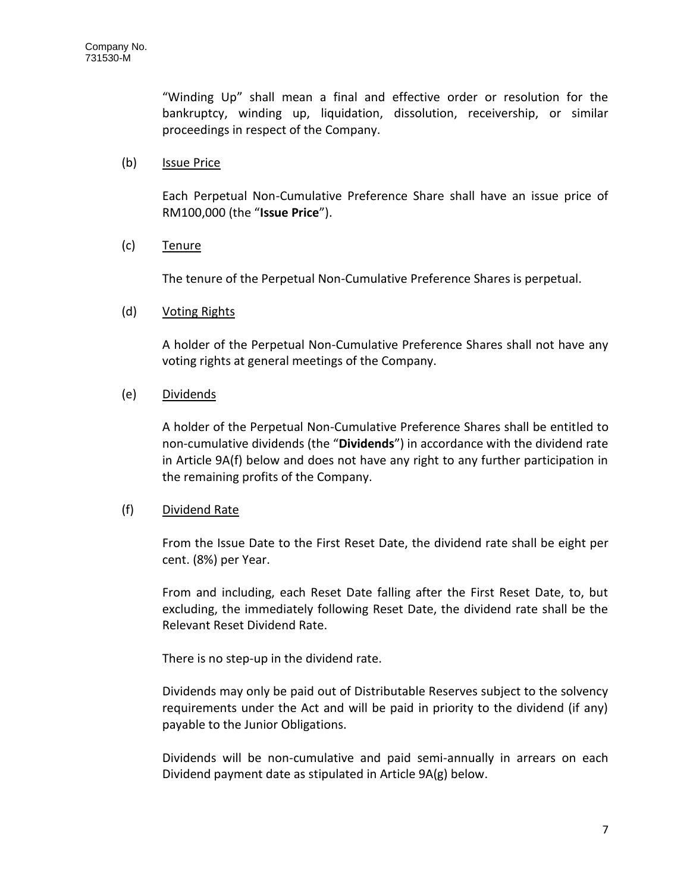"Winding Up" shall mean a final and effective order or resolution for the bankruptcy, winding up, liquidation, dissolution, receivership, or similar proceedings in respect of the Company.

(b) <u>Issue Price</u>

Each Perpetual Non-Cumulative Preference Share shall have an issue price of RM100,000 (the "**Issue Price**").

(c) <u>Tenure</u>

The tenure of the Perpetual Non-Cumulative Preference Shares is perpetual.

(d) <u>Voting Rights</u>

A holder of the Perpetual Non-Cumulative Preference Shares shall not have any voting rights at general meetings of the Company.

(e) <u>Dividends</u>

A holder of the Perpetual Non-Cumulative Preference Shares shall be entitled to non-cumulative dividends (the "**Dividends**") in accordance with the dividend rate in Article 9A(f) below and does not have any right to any further participation in the remaining profits of the Company.

(f) <u>Dividend Rate</u>

From the Issue Date to the First Reset Date, the dividend rate shall be eight per cent. (8%) per Year.

From and including, each Reset Date falling after the First Reset Date, to, but excluding, the immediately following Reset Date, the dividend rate shall be the Relevant Reset Dividend Rate.

There is no step-up in the dividend rate.

Dividends may only be paid out of Distributable Reserves subject to the solvency requirements under the Act and will be paid in priority to the dividend (if any) payable to the Junior Obligations.

Dividends will be non-cumulative and paid semi-annually in arrears on each Dividend payment date as stipulated in Article 9A(g) below.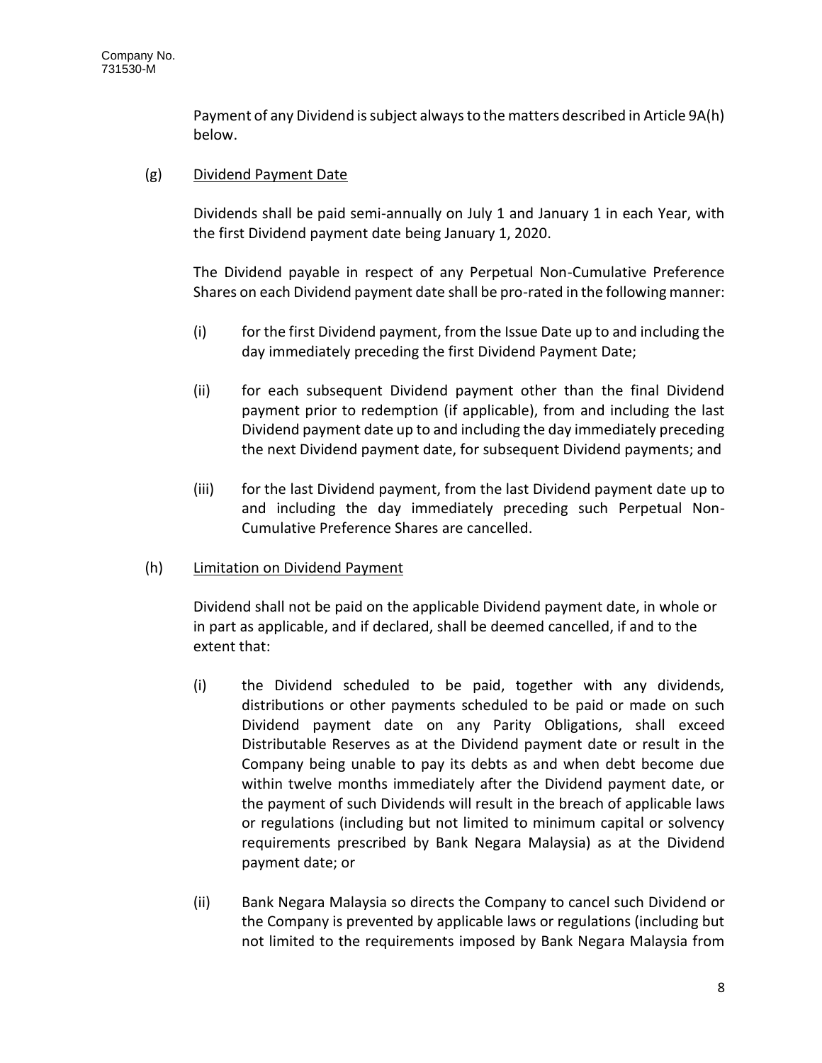Payment of any Dividend is subject always to the matters described in Article 9A(h) below.

(g) Dividend Payment Date

Dividends shall be paid semi-annually on July 1 and January 1 in each Year, with the first Dividend payment date being January 1, 2020.

The Dividend payable in respect of any Perpetual Non-Cumulative Preference Shares on each Dividend payment date shall be pro-rated in the following manner:

(i) for the first Dividend payment, from the Issue Date up to and including the day immediately preceding the first Dividend Payment Date;

(ii) for each subsequent Dividend payment other than the final Dividend payment prior to redemption (if applicable), from and including the last Dividend payment date up to and including the day immediately preceding the next Dividend payment date, for subsequent Dividend payments; and

(iii) for the last Dividend payment, from the last Dividend payment date up to and including the day immediately preceding such Perpetual Non-Cumulative Preference Shares are cancelled.

(h) Limitation on Dividend Payment

Dividend shall not be paid on the applicable Dividend payment date, in whole or in part as applicable, and if declared, shall be deemed cancelled, if and to the extent that:

(i) the Dividend scheduled to be paid, together with any dividends, distributions or other payments scheduled to be paid or made on such Dividend payment date on any Parity Obligations, shall exceed Distributable Reserves as at the Dividend payment date or result in the Company being unable to pay its debts as and when debt become due within twelve months immediately after the Dividend payment date, or the payment of such Dividends will result in the breach of applicable laws or regulations (including but not limited to minimum capital or solvency requirements prescribed by Bank Negara Malaysia) as at the Dividend payment date; or

(ii) Bank Negara Malaysia so directs the Company to cancel such Dividend or the Company is prevented by applicable laws or regulations (including but not limited to the requirements imposed by Bank Negara Malaysia from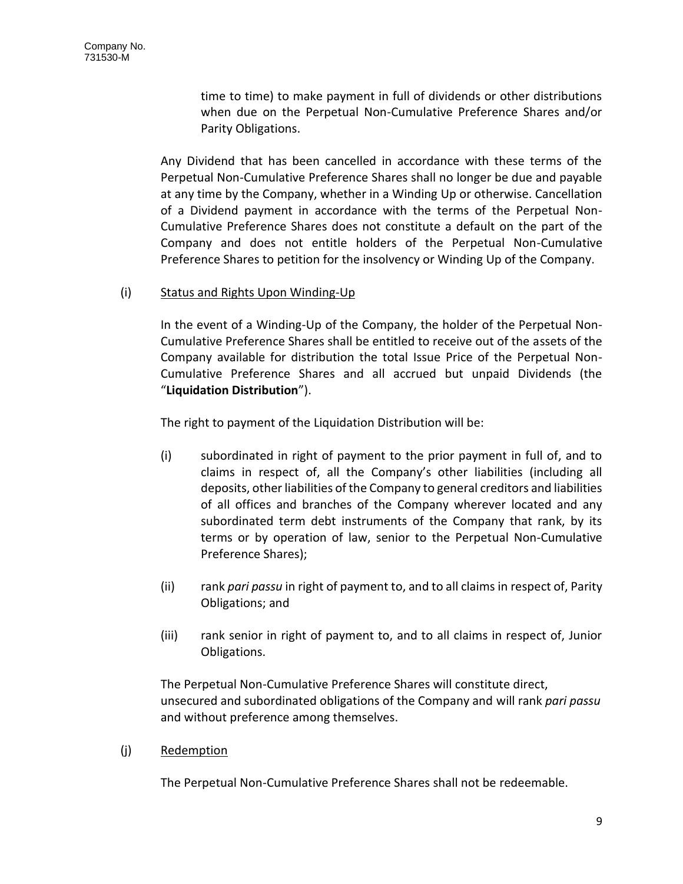time to time) to make payment in full of dividends or other distributions when due on the Perpetual Non-Cumulative Preference Shares and/or Parity Obligations.

Any Dividend that has been cancelled in accordance with these terms of the Perpetual Non-Cumulative Preference Shares shall no longer be due and payable at any time by the Company, whether in a Winding Up or otherwise. Cancellation of a Dividend payment in accordance with the terms of the Perpetual Non-Cumulative Preference Shares does not constitute a default on the part of the Company and does not entitle holders of the Perpetual Non-Cumulative Preference Shares to petition for the insolvency or Winding Up of the Company.

(i) Status and Rights Upon Winding-Up

In the event of a Winding-Up of the Company, the holder of the Perpetual Non-Cumulative Preference Shares shall be entitled to receive out of the assets of the Company available for distribution the total Issue Price of the Perpetual Non-Cumulative Preference Shares and all accrued but unpaid Dividends (the "**Liquidation Distribution**").

The right to payment of the Liquidation Distribution will be:

(i) subordinated in right of payment to the prior payment in full of, and to claims in respect of, all the Company's other liabilities (including all deposits, other liabilities of the Company to general creditors and liabilities of all offices and branches of the Company wherever located and any subordinated term debt instruments of the Company that rank, by its terms or by operation of law, senior to the Perpetual Non-Cumulative Preference Shares);

(ii) rank *pari passu* in right of payment to, and to all claims in respect of, Parity Obligations; and

(iii) rank senior in right of payment to, and to all claims in respect of, Junior Obligations.

The Perpetual Non-Cumulative Preference Shares will constitute direct, unsecured and subordinated obligations of the Company and will rank *pari passu* and without preference among themselves.

(j) Redemption

The Perpetual Non-Cumulative Preference Shares shall not be redeemable.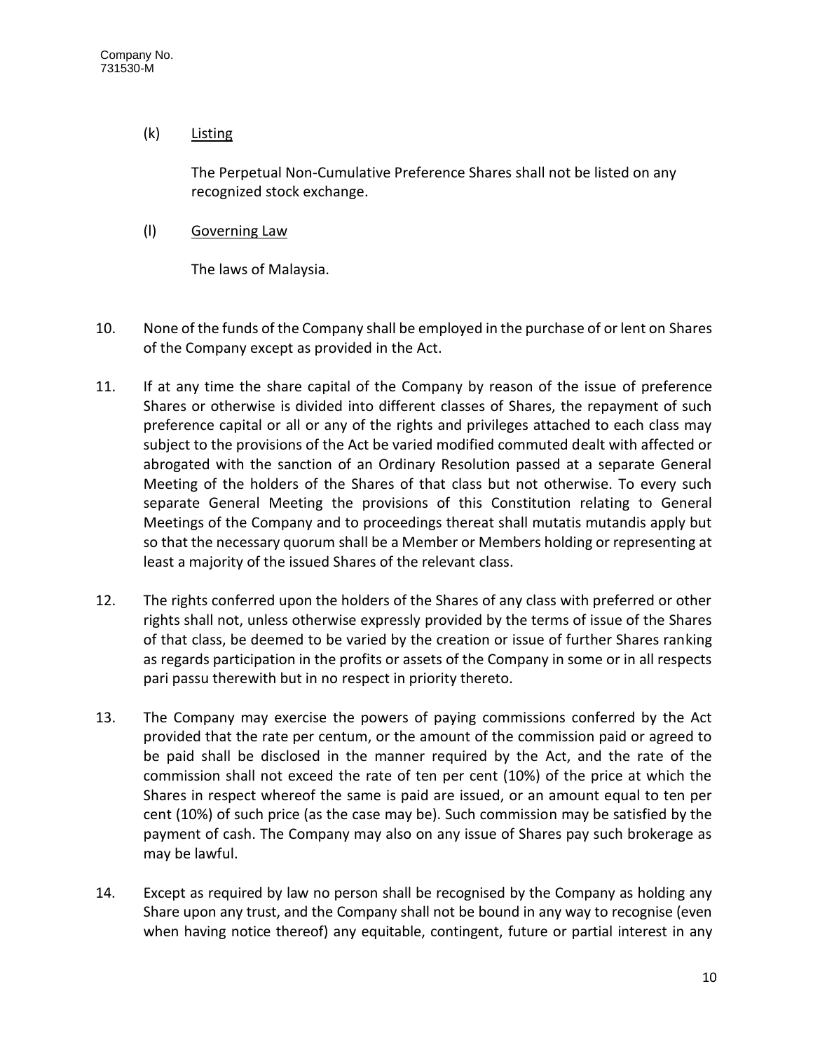(k) Listing

The Perpetual Non-Cumulative Preference Shares shall not be listed on any recognized stock exchange.

(l) Governing Law

The laws of Malaysia.

10. None of the funds of the Company shall be employed in the purchase of or lent on Shares of the Company except as provided in the Act.

11. If at any time the share capital of the Company by reason of the issue of preference Shares or otherwise is divided into different classes of Shares, the repayment of such preference capital or all or any of the rights and privileges attached to each class may subject to the provisions of the Act be varied modified commuted dealt with affected or abrogated with the sanction of an Ordinary Resolution passed at a separate General Meeting of the holders of the Shares of that class but not otherwise. To every such separate General Meeting the provisions of this Constitution relating to General Meetings of the Company and to proceedings thereat shall mutatis mutandis apply but so that the necessary quorum shall be a Member or Members holding or representing at least a majority of the issued Shares of the relevant class.

12. The rights conferred upon the holders of the Shares of any class with preferred or other rights shall not, unless otherwise expressly provided by the terms of issue of the Shares of that class, be deemed to be varied by the creation or issue of further Shares ranking as regards participation in the profits or assets of the Company in some or in all respects pari passu therewith but in no respect in priority thereto.

13. The Company may exercise the powers of paying commissions conferred by the Act provided that the rate per centum, or the amount of the commission paid or agreed to be paid shall be disclosed in the manner required by the Act, and the rate of the commission shall not exceed the rate of ten per cent (10%) of the price at which the Shares in respect whereof the same is paid are issued, or an amount equal to ten per cent (10%) of such price (as the case may be). Such commission may be satisfied by the payment of cash. The Company may also on any issue of Shares pay such brokerage as may be lawful.

14. Except as required by law no person shall be recognised by the Company as holding any Share upon any trust, and the Company shall not be bound in any way to recognise (even when having notice thereof) any equitable, contingent, future or partial interest in any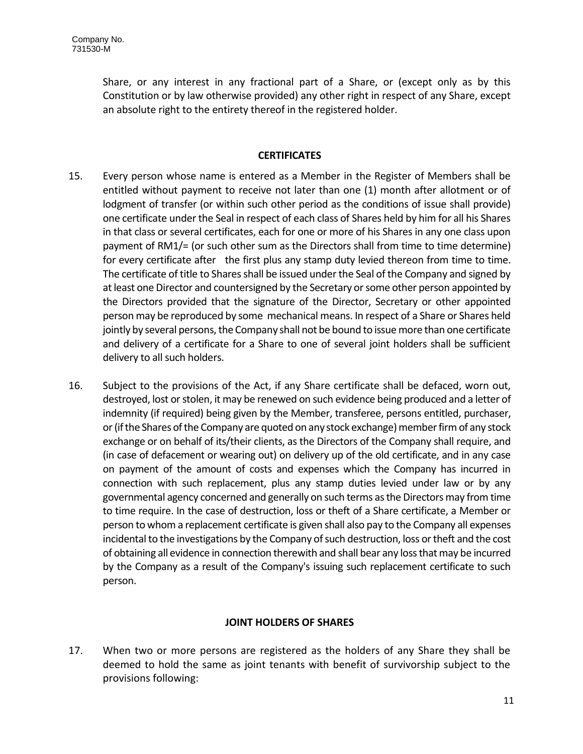Share, or any interest in any fractional part of a Share, or (except only as by this Constitution or by law otherwise provided) any other right in respect of any Share, except an absolute right to the entirety thereof in the registered holder.

## CERTIFICATES

15. Every person whose name is entered as a Member in the Register of Members shall be entitled without payment to receive not later than one (1) month after allotment or of lodgment of transfer (or within such other period as the conditions of issue shall provide) one certificate under the Seal in respect of each class of Shares held by him for all his Shares in that class or several certificates, each for one or more of his Shares in any one class upon payment of RM1/= (or such other sum as the Directors shall from time to time determine) for every certificate after the first plus any stamp duty levied thereon from time to time. The certificate of title to Shares shall be issued under the Seal of the Company and signed by at least one Director and countersigned by the Secretary or some other person appointed by the Directors provided that the signature of the Director, Secretary or other appointed person may be reproduced by some mechanical means. In respect of a Share or Shares held jointly by several persons, the Company shall not be bound to issue more than one certificate and delivery of a certificate for a Share to one of several joint holders shall be sufficient delivery to all such holders.

16. Subject to the provisions of the Act, if any Share certificate shall be defaced, worn out, destroyed, lost or stolen, it may be renewed on such evidence being produced and a letter of indemnity (if required) being given by the Member, transferee, persons entitled, purchaser, or (if the Shares of the Company are quoted on any stock exchange) member firm of any stock exchange or on behalf of its/their clients, as the Directors of the Company shall require, and (in case of defacement or wearing out) on delivery up of the old certificate, and in any case on payment of the amount of costs and expenses which the Company has incurred in connection with such replacement, plus any stamp duties levied under law or by any governmental agency concerned and generally on such terms as the Directors may from time to time require. In the case of destruction, loss or theft of a Share certificate, a Member or person to whom a replacement certificate is given shall also pay to the Company all expenses incidental to the investigations by the Company of such destruction, loss or theft and the cost of obtaining all evidence in connection therewith and shall bear any loss that may be incurred by the Company as a result of the Company's issuing such replacement certificate to such person.

## JOINT HOLDERS OF SHARES

17. When two or more persons are registered as the holders of any Share they shall be deemed to hold the same as joint tenants with benefit of survivorship subject to the provisions following: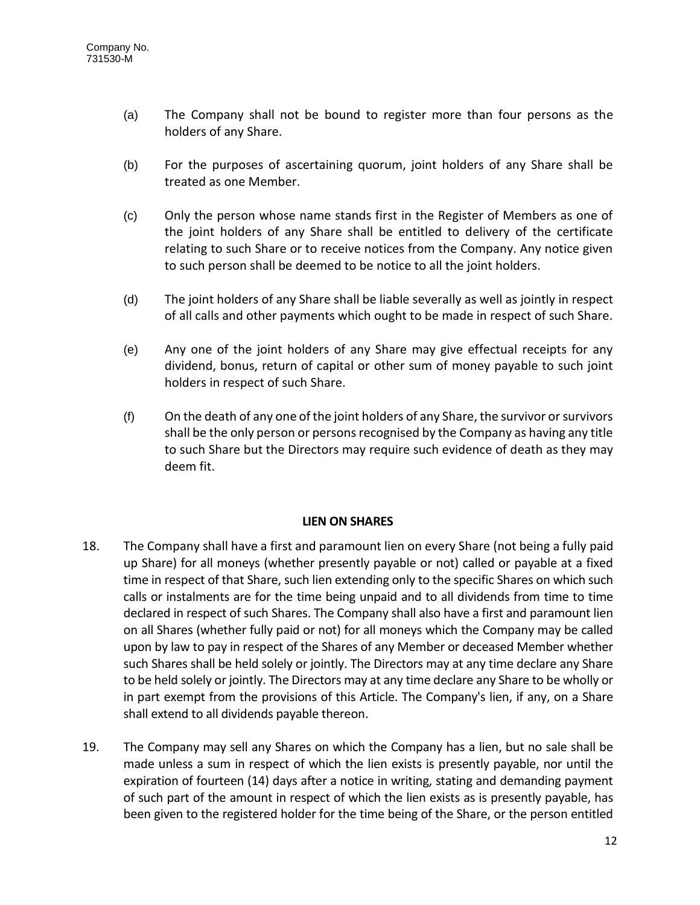(a) The Company shall not be bound to register more than four persons as the holders of any Share.

(b) For the purposes of ascertaining quorum, joint holders of any Share shall be treated as one Member.

(c) Only the person whose name stands first in the Register of Members as one of the joint holders of any Share shall be entitled to delivery of the certificate relating to such Share or to receive notices from the Company. Any notice given to such person shall be deemed to be notice to all the joint holders.

(d) The joint holders of any Share shall be liable severally as well as jointly in respect of all calls and other payments which ought to be made in respect of such Share.

(e) Any one of the joint holders of any Share may give effectual receipts for any dividend, bonus, return of capital or other sum of money payable to such joint holders in respect of such Share.

(f) On the death of any one of the joint holders of any Share, the survivor or survivors shall be the only person or persons recognised by the Company as having any title to such Share but the Directors may require such evidence of death as they may deem fit.

**LIEN ON SHARES**

18. The Company shall have a first and paramount lien on every Share (not being a fully paid up Share) for all moneys (whether presently payable or not) called or payable at a fixed time in respect of that Share, such lien extending only to the specific Shares on which such calls or instalments are for the time being unpaid and to all dividends from time to time declared in respect of such Shares. The Company shall also have a first and paramount lien on all Shares (whether fully paid or not) for all moneys which the Company may be called upon by law to pay in respect of the Shares of any Member or deceased Member whether such Shares shall be held solely or jointly. The Directors may at any time declare any Share to be held solely or jointly. The Directors may at any time declare any Share to be wholly or in part exempt from the provisions of this Article. The Company's lien, if any, on a Share shall extend to all dividends payable thereon.

19. The Company may sell any Shares on which the Company has a lien, but no sale shall be made unless a sum in respect of which the lien exists is presently payable, nor until the expiration of fourteen (14) days after a notice in writing, stating and demanding payment of such part of the amount in respect of which the lien exists as is presently payable, has been given to the registered holder for the time being of the Share, or the person entitled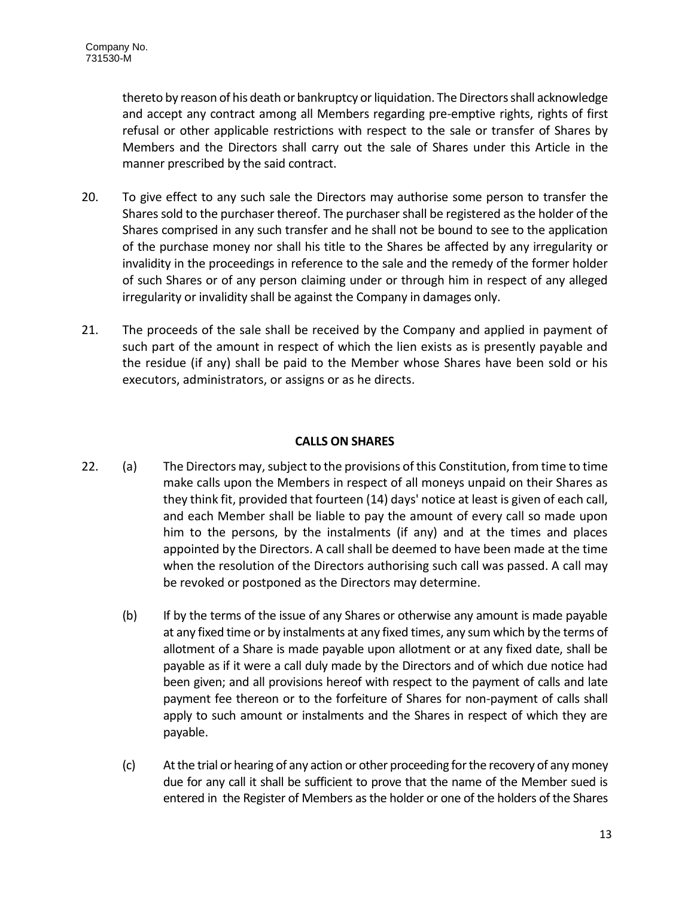thereto by reason of his death or bankruptcy or liquidation. The Directors shall acknowledge and accept any contract among all Members regarding pre-emptive rights, rights of first refusal or other applicable restrictions with respect to the sale or transfer of Shares by Members and the Directors shall carry out the sale of Shares under this Article in the manner prescribed by the said contract.

20. To give effect to any such sale the Directors may authorise some person to transfer the Shares sold to the purchaser thereof. The purchaser shall be registered as the holder of the Shares comprised in any such transfer and he shall not be bound to see to the application of the purchase money nor shall his title to the Shares be affected by any irregularity or invalidity in the proceedings in reference to the sale and the remedy of the former holder of such Shares or of any person claiming under or through him in respect of any alleged irregularity or invalidity shall be against the Company in damages only.

21. The proceeds of the sale shall be received by the Company and applied in payment of such part of the amount in respect of which the lien exists as is presently payable and the residue (if any) shall be paid to the Member whose Shares have been sold or his executors, administrators, or assigns or as he directs.

**CALLS ON SHARES**

22. (a) The Directors may, subject to the provisions of this Constitution, from time to time make calls upon the Members in respect of all moneys unpaid on their Shares as they think fit, provided that fourteen (14) days' notice at least is given of each call, and each Member shall be liable to pay the amount of every call so made upon him to the persons, by the instalments (if any) and at the times and places appointed by the Directors. A call shall be deemed to have been made at the time when the resolution of the Directors authorising such call was passed. A call may be revoked or postponed as the Directors may determine.

    (b) If by the terms of the issue of any Shares or otherwise any amount is made payable at any fixed time or by instalments at any fixed times, any sum which by the terms of allotment of a Share is made payable upon allotment or at any fixed date, shall be payable as if it were a call duly made by the Directors and of which due notice had been given; and all provisions hereof with respect to the payment of calls and late payment fee thereon or to the forfeiture of Shares for non-payment of calls shall apply to such amount or instalments and the Shares in respect of which they are payable.

    (c) At the trial or hearing of any action or other proceeding for the recovery of any money due for any call it shall be sufficient to prove that the name of the Member sued is entered in the Register of Members as the holder or one of the holders of the Shares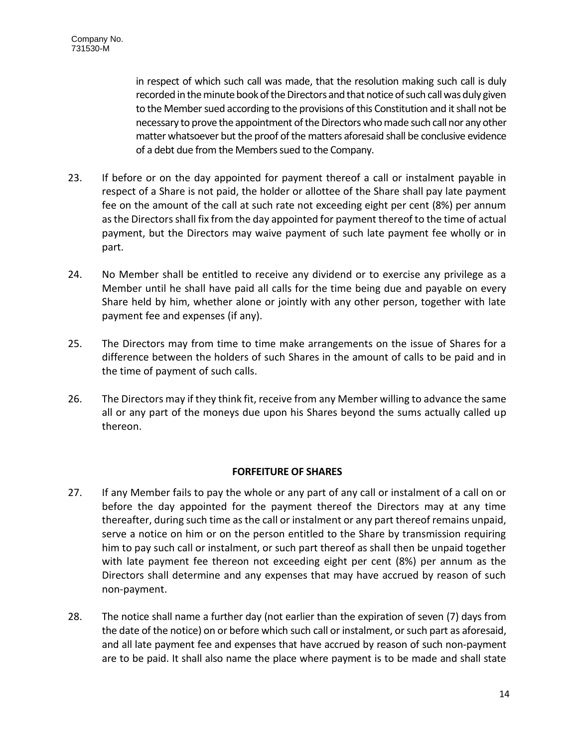in respect of which such call was made, that the resolution making such call is duly recorded in the minute book of the Directors and that notice of such call was duly given to the Member sued according to the provisions of this Constitution and it shall not be necessary to prove the appointment of the Directors who made such call nor any other matter whatsoever but the proof of the matters aforesaid shall be conclusive evidence of a debt due from the Members sued to the Company.

23. If before or on the day appointed for payment thereof a call or instalment payable in respect of a Share is not paid, the holder or allottee of the Share shall pay late payment fee on the amount of the call at such rate not exceeding eight per cent (8%) per annum as the Directors shall fix from the day appointed for payment thereof to the time of actual payment, but the Directors may waive payment of such late payment fee wholly or in part.

24. No Member shall be entitled to receive any dividend or to exercise any privilege as a Member until he shall have paid all calls for the time being due and payable on every Share held by him, whether alone or jointly with any other person, together with late payment fee and expenses (if any).

25. The Directors may from time to time make arrangements on the issue of Shares for a difference between the holders of such Shares in the amount of calls to be paid and in the time of payment of such calls.

26. The Directors may if they think fit, receive from any Member willing to advance the same all or any part of the moneys due upon his Shares beyond the sums actually called up thereon.

## FORFEITURE OF SHARES

27. If any Member fails to pay the whole or any part of any call or instalment of a call on or before the day appointed for the payment thereof the Directors may at any time thereafter, during such time as the call or instalment or any part thereof remains unpaid, serve a notice on him or on the person entitled to the Share by transmission requiring him to pay such call or instalment, or such part thereof as shall then be unpaid together with late payment fee thereon not exceeding eight per cent (8%) per annum as the Directors shall determine and any expenses that may have accrued by reason of such non-payment.

28. The notice shall name a further day (not earlier than the expiration of seven (7) days from the date of the notice) on or before which such call or instalment, or such part as aforesaid, and all late payment fee and expenses that have accrued by reason of such non-payment are to be paid. It shall also name the place where payment is to be made and shall state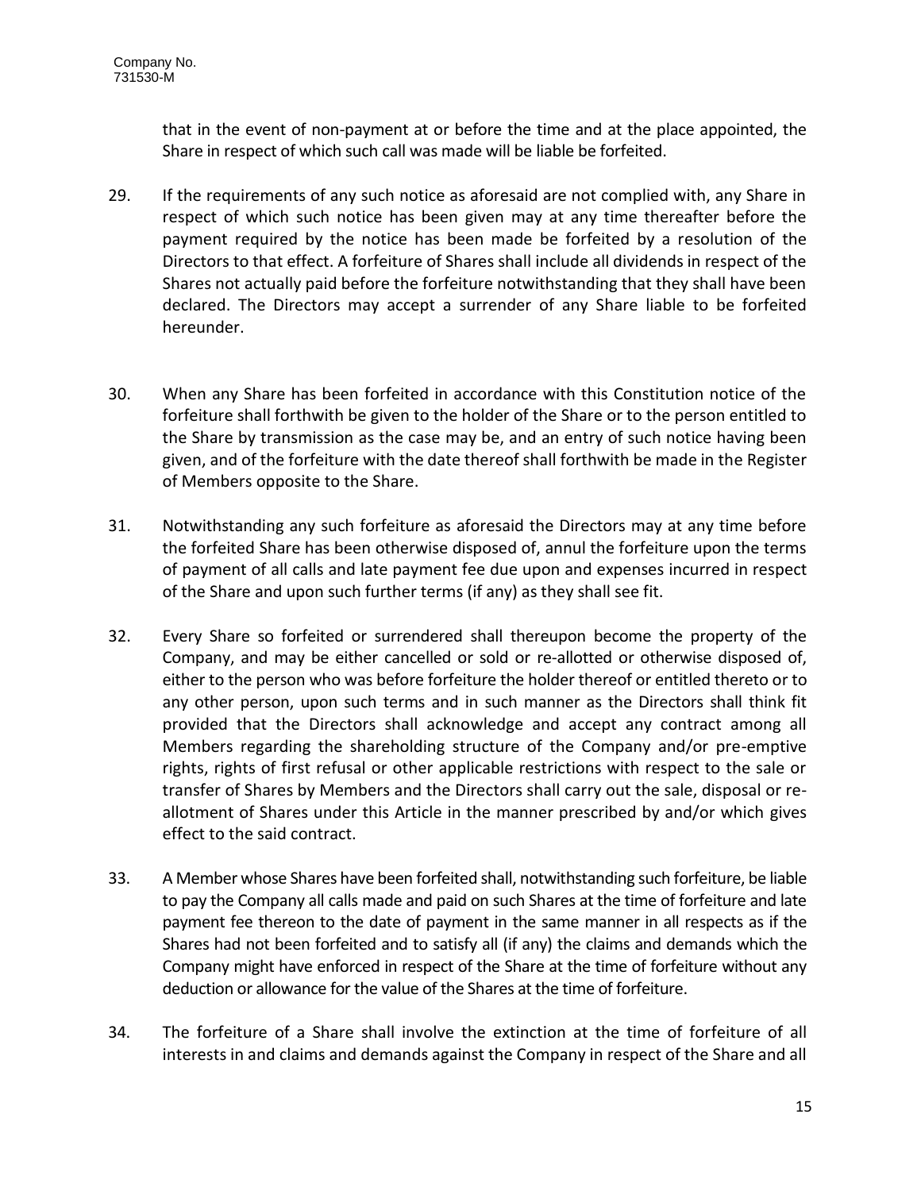that in the event of non-payment at or before the time and at the place appointed, the Share in respect of which such call was made will be liable be forfeited.

29. If the requirements of any such notice as aforesaid are not complied with, any Share in respect of which such notice has been given may at any time thereafter before the payment required by the notice has been made be forfeited by a resolution of the Directors to that effect. A forfeiture of Shares shall include all dividends in respect of the Shares not actually paid before the forfeiture notwithstanding that they shall have been declared. The Directors may accept a surrender of any Share liable to be forfeited hereunder.

30. When any Share has been forfeited in accordance with this Constitution notice of the forfeiture shall forthwith be given to the holder of the Share or to the person entitled to the Share by transmission as the case may be, and an entry of such notice having been given, and of the forfeiture with the date thereof shall forthwith be made in the Register of Members opposite to the Share.

31. Notwithstanding any such forfeiture as aforesaid the Directors may at any time before the forfeited Share has been otherwise disposed of, annul the forfeiture upon the terms of payment of all calls and late payment fee due upon and expenses incurred in respect of the Share and upon such further terms (if any) as they shall see fit.

32. Every Share so forfeited or surrendered shall thereupon become the property of the Company, and may be either cancelled or sold or re-allotted or otherwise disposed of, either to the person who was before forfeiture the holder thereof or entitled thereto or to any other person, upon such terms and in such manner as the Directors shall think fit provided that the Directors shall acknowledge and accept any contract among all Members regarding the shareholding structure of the Company and/or pre-emptive rights, rights of first refusal or other applicable restrictions with respect to the sale or transfer of Shares by Members and the Directors shall carry out the sale, disposal or re-allotment of Shares under this Article in the manner prescribed by and/or which gives effect to the said contract.

33. A Member whose Shares have been forfeited shall, notwithstanding such forfeiture, be liable to pay the Company all calls made and paid on such Shares at the time of forfeiture and late payment fee thereon to the date of payment in the same manner in all respects as if the Shares had not been forfeited and to satisfy all (if any) the claims and demands which the Company might have enforced in respect of the Share at the time of forfeiture without any deduction or allowance for the value of the Shares at the time of forfeiture.

34. The forfeiture of a Share shall involve the extinction at the time of forfeiture of all interests in and claims and demands against the Company in respect of the Share and all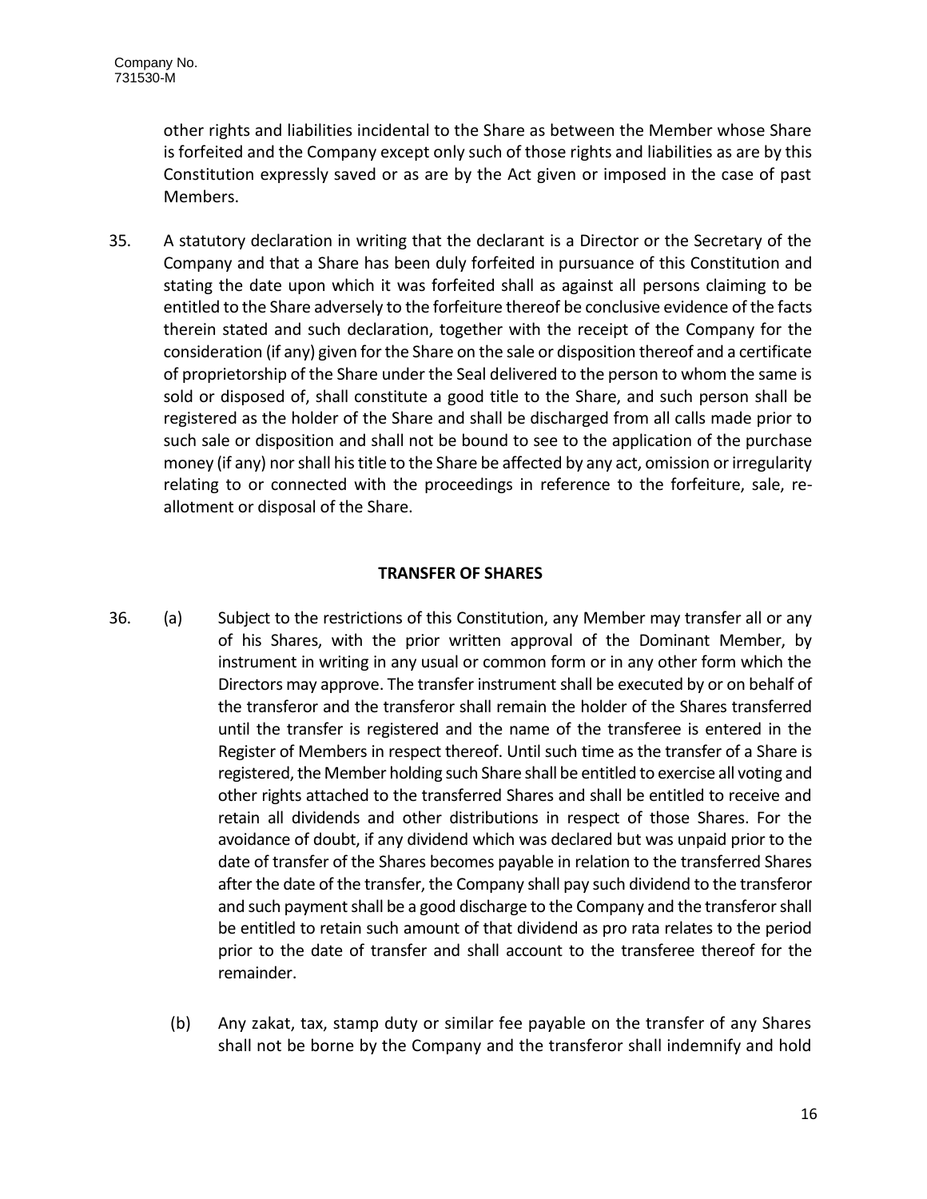other rights and liabilities incidental to the Share as between the Member whose Share is forfeited and the Company except only such of those rights and liabilities as are by this Constitution expressly saved or as are by the Act given or imposed in the case of past Members.

35. A statutory declaration in writing that the declarant is a Director or the Secretary of the Company and that a Share has been duly forfeited in pursuance of this Constitution and stating the date upon which it was forfeited shall as against all persons claiming to be entitled to the Share adversely to the forfeiture thereof be conclusive evidence of the facts therein stated and such declaration, together with the receipt of the Company for the consideration (if any) given for the Share on the sale or disposition thereof and a certificate of proprietorship of the Share under the Seal delivered to the person to whom the same is sold or disposed of, shall constitute a good title to the Share, and such person shall be registered as the holder of the Share and shall be discharged from all calls made prior to such sale or disposition and shall not be bound to see to the application of the purchase money (if any) nor shall his title to the Share be affected by any act, omission or irregularity relating to or connected with the proceedings in reference to the forfeiture, sale, re-allotment or disposal of the Share.

**TRANSFER OF SHARES**

36. (a) Subject to the restrictions of this Constitution, any Member may transfer all or any of his Shares, with the prior written approval of the Dominant Member, by instrument in writing in any usual or common form or in any other form which the Directors may approve. The transfer instrument shall be executed by or on behalf of the transferor and the transferor shall remain the holder of the Shares transferred until the transfer is registered and the name of the transferee is entered in the Register of Members in respect thereof. Until such time as the transfer of a Share is registered, the Member holding such Share shall be entitled to exercise all voting and other rights attached to the transferred Shares and shall be entitled to receive and retain all dividends and other distributions in respect of those Shares. For the avoidance of doubt, if any dividend which was declared but was unpaid prior to the date of transfer of the Shares becomes payable in relation to the transferred Shares after the date of the transfer, the Company shall pay such dividend to the transferor and such payment shall be a good discharge to the Company and the transferor shall be entitled to retain such amount of that dividend as pro rata relates to the period prior to the date of transfer and shall account to the transferee thereof for the remainder.

(b) Any zakat, tax, stamp duty or similar fee payable on the transfer of any Shares shall not be borne by the Company and the transferor shall indemnify and hold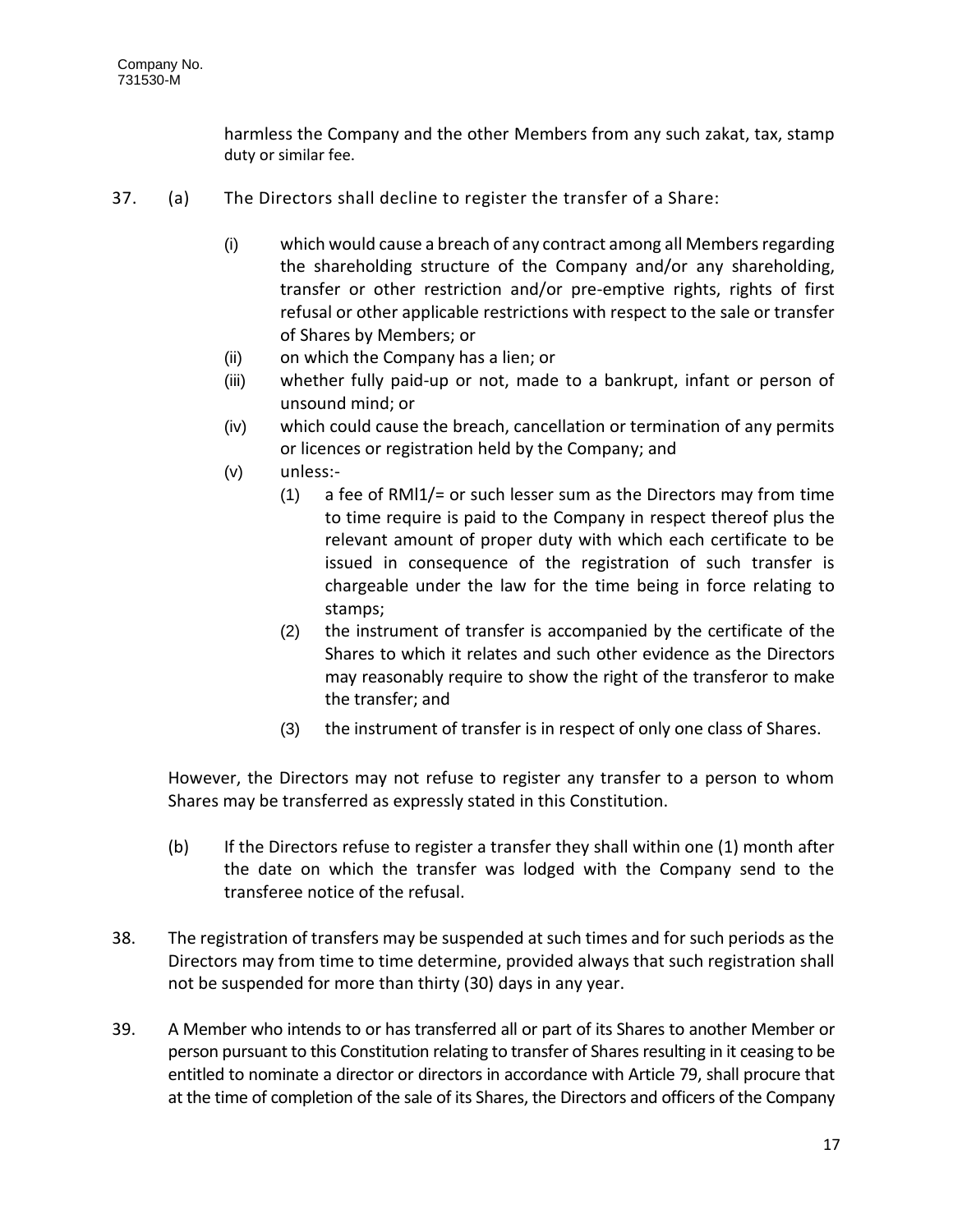harmless the Company and the other Members from any such zakat, tax, stamp duty or similar fee.

37. (a) The Directors shall decline to register the transfer of a Share:

   (i) which would cause a breach of any contract among all Members regarding the shareholding structure of the Company and/or any shareholding, transfer or other restriction and/or pre-emptive rights, rights of first refusal or other applicable restrictions with respect to the sale or transfer of Shares by Members; or

   (ii) on which the Company has a lien; or

   (iii) whether fully paid-up or not, made to a bankrupt, infant or person of unsound mind; or

   (iv) which could cause the breach, cancellation or termination of any permits or licences or registration held by the Company; and

   (v) unless:-

      (1) a fee of RMl1/= or such lesser sum as the Directors may from time to time require is paid to the Company in respect thereof plus the relevant amount of proper duty with which each certificate to be issued in consequence of the registration of such transfer is chargeable under the law for the time being in force relating to stamps;

      (2) the instrument of transfer is accompanied by the certificate of the Shares to which it relates and such other evidence as the Directors may reasonably require to show the right of the transferor to make the transfer; and

      (3) the instrument of transfer is in respect of only one class of Shares.

However, the Directors may not refuse to register any transfer to a person to whom Shares may be transferred as expressly stated in this Constitution.

(b) If the Directors refuse to register a transfer they shall within one (1) month after the date on which the transfer was lodged with the Company send to the transferee notice of the refusal.

38. The registration of transfers may be suspended at such times and for such periods as the Directors may from time to time determine, provided always that such registration shall not be suspended for more than thirty (30) days in any year.

39. A Member who intends to or has transferred all or part of its Shares to another Member or person pursuant to this Constitution relating to transfer of Shares resulting in it ceasing to be entitled to nominate a director or directors in accordance with Article 79, shall procure that at the time of completion of the sale of its Shares, the Directors and officers of the Company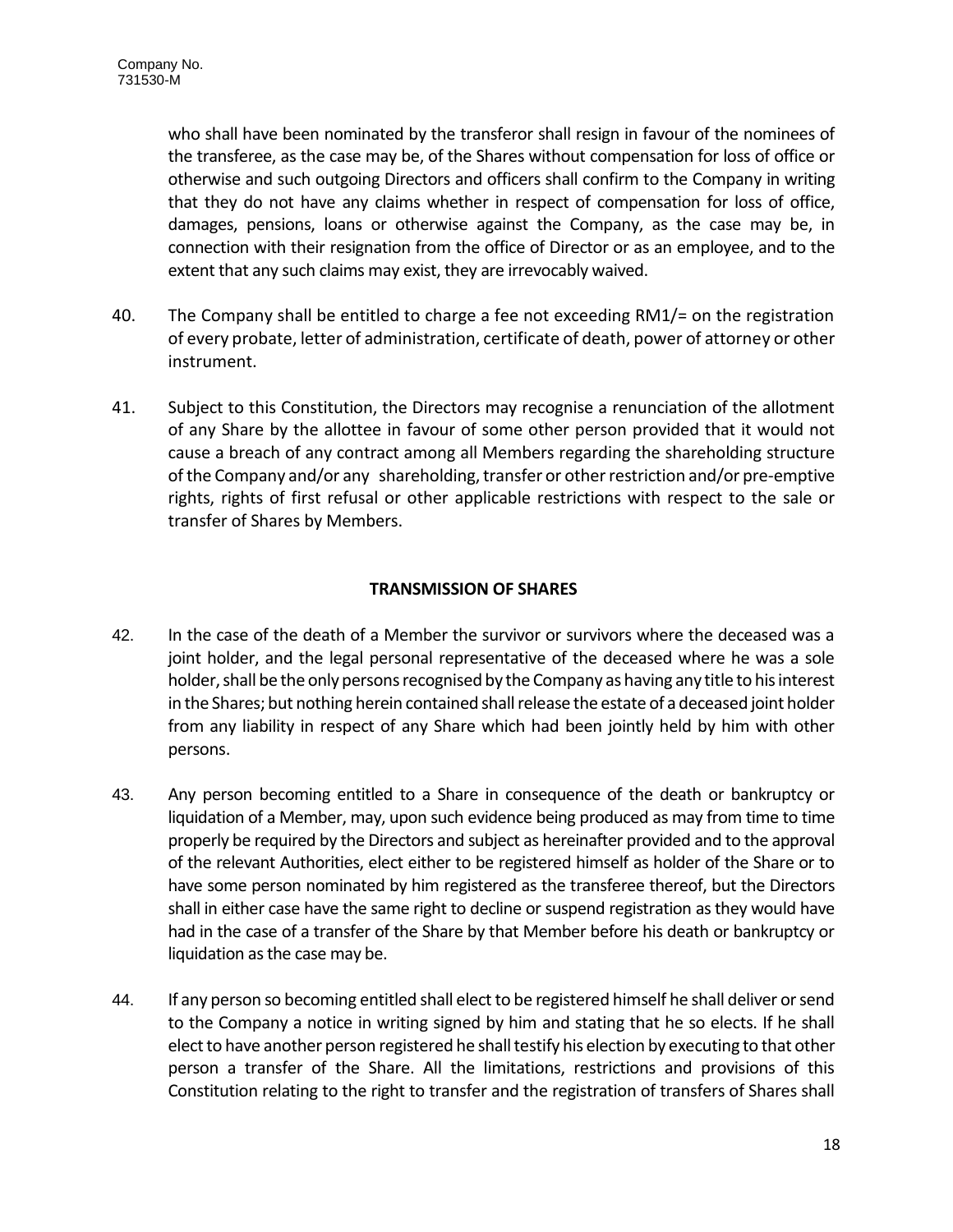who shall have been nominated by the transferor shall resign in favour of the nominees of the transferee, as the case may be, of the Shares without compensation for loss of office or otherwise and such outgoing Directors and officers shall confirm to the Company in writing that they do not have any claims whether in respect of compensation for loss of office, damages, pensions, loans or otherwise against the Company, as the case may be, in connection with their resignation from the office of Director or as an employee, and to the extent that any such claims may exist, they are irrevocably waived.

40. The Company shall be entitled to charge a fee not exceeding RM1/= on the registration of every probate, letter of administration, certificate of death, power of attorney or other instrument.

41. Subject to this Constitution, the Directors may recognise a renunciation of the allotment of any Share by the allottee in favour of some other person provided that it would not cause a breach of any contract among all Members regarding the shareholding structure of the Company and/or any shareholding, transfer or other restriction and/or pre-emptive rights, rights of first refusal or other applicable restrictions with respect to the sale or transfer of Shares by Members.

## TRANSMISSION OF SHARES

42. In the case of the death of a Member the survivor or survivors where the deceased was a joint holder, and the legal personal representative of the deceased where he was a sole holder, shall be the only persons recognised by the Company as having any title to his interest in the Shares; but nothing herein contained shall release the estate of a deceased joint holder from any liability in respect of any Share which had been jointly held by him with other persons.

43. Any person becoming entitled to a Share in consequence of the death or bankruptcy or liquidation of a Member, may, upon such evidence being produced as may from time to time properly be required by the Directors and subject as hereinafter provided and to the approval of the relevant Authorities, elect either to be registered himself as holder of the Share or to have some person nominated by him registered as the transferee thereof, but the Directors shall in either case have the same right to decline or suspend registration as they would have had in the case of a transfer of the Share by that Member before his death or bankruptcy or liquidation as the case may be.

44. If any person so becoming entitled shall elect to be registered himself he shall deliver or send to the Company a notice in writing signed by him and stating that he so elects. If he shall elect to have another person registered he shall testify his election by executing to that other person a transfer of the Share. All the limitations, restrictions and provisions of this Constitution relating to the right to transfer and the registration of transfers of Shares shall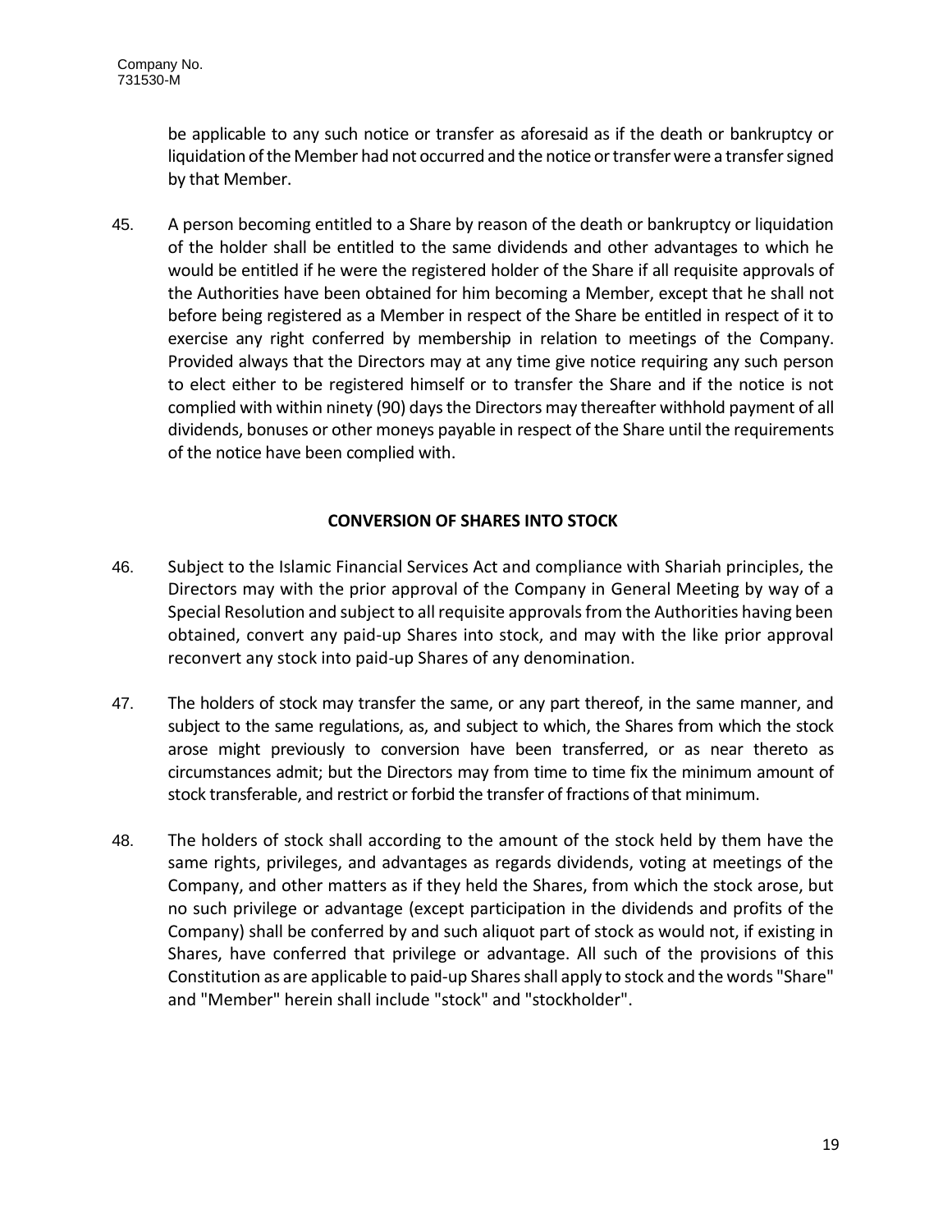be applicable to any such notice or transfer as aforesaid as if the death or bankruptcy or liquidation of the Member had not occurred and the notice or transfer were a transfer signed by that Member.

45. A person becoming entitled to a Share by reason of the death or bankruptcy or liquidation of the holder shall be entitled to the same dividends and other advantages to which he would be entitled if he were the registered holder of the Share if all requisite approvals of the Authorities have been obtained for him becoming a Member, except that he shall not before being registered as a Member in respect of the Share be entitled in respect of it to exercise any right conferred by membership in relation to meetings of the Company. Provided always that the Directors may at any time give notice requiring any such person to elect either to be registered himself or to transfer the Share and if the notice is not complied with within ninety (90) days the Directors may thereafter withhold payment of all dividends, bonuses or other moneys payable in respect of the Share until the requirements of the notice have been complied with.

## CONVERSION OF SHARES INTO STOCK

46. Subject to the Islamic Financial Services Act and compliance with Shariah principles, the Directors may with the prior approval of the Company in General Meeting by way of a Special Resolution and subject to all requisite approvals from the Authorities having been obtained, convert any paid-up Shares into stock, and may with the like prior approval reconvert any stock into paid-up Shares of any denomination.

47. The holders of stock may transfer the same, or any part thereof, in the same manner, and subject to the same regulations, as, and subject to which, the Shares from which the stock arose might previously to conversion have been transferred, or as near thereto as circumstances admit; but the Directors may from time to time fix the minimum amount of stock transferable, and restrict or forbid the transfer of fractions of that minimum.

48. The holders of stock shall according to the amount of the stock held by them have the same rights, privileges, and advantages as regards dividends, voting at meetings of the Company, and other matters as if they held the Shares, from which the stock arose, but no such privilege or advantage (except participation in the dividends and profits of the Company) shall be conferred by and such aliquot part of stock as would not, if existing in Shares, have conferred that privilege or advantage. All such of the provisions of this Constitution as are applicable to paid-up Shares shall apply to stock and the words "Share" and "Member" herein shall include "stock" and "stockholder".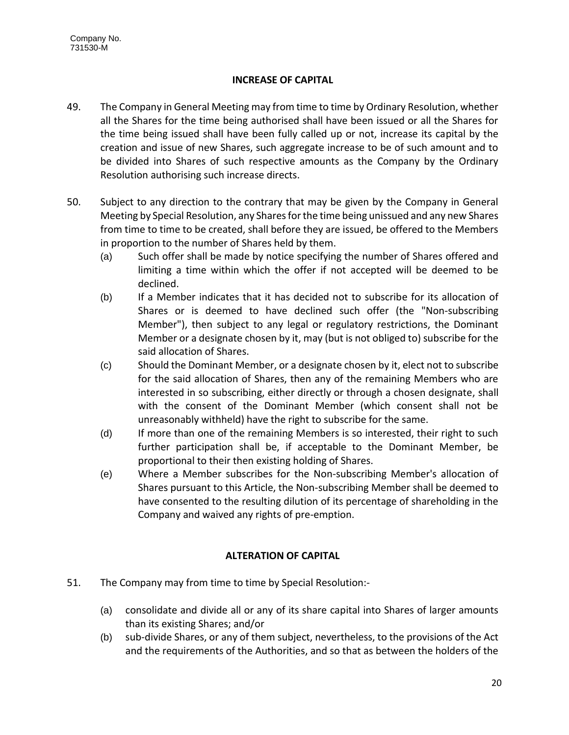## INCREASE OF CAPITAL

49. The Company in General Meeting may from time to time by Ordinary Resolution, whether all the Shares for the time being authorised shall have been issued or all the Shares for the time being issued shall have been fully called up or not, increase its capital by the creation and issue of new Shares, such aggregate increase to be of such amount and to be divided into Shares of such respective amounts as the Company by the Ordinary Resolution authorising such increase directs.

50. Subject to any direction to the contrary that may be given by the Company in General Meeting by Special Resolution, any Shares for the time being unissued and any new Shares from time to time to be created, shall before they are issued, be offered to the Members in proportion to the number of Shares held by them.
    (a) Such offer shall be made by notice specifying the number of Shares offered and limiting a time within which the offer if not accepted will be deemed to be declined.
    (b) If a Member indicates that it has decided not to subscribe for its allocation of Shares or is deemed to have declined such offer (the "Non-subscribing Member"), then subject to any legal or regulatory restrictions, the Dominant Member or a designate chosen by it, may (but is not obliged to) subscribe for the said allocation of Shares.
    (c) Should the Dominant Member, or a designate chosen by it, elect not to subscribe for the said allocation of Shares, then any of the remaining Members who are interested in so subscribing, either directly or through a chosen designate, shall with the consent of the Dominant Member (which consent shall not be unreasonably withheld) have the right to subscribe for the same.
    (d) If more than one of the remaining Members is so interested, their right to such further participation shall be, if acceptable to the Dominant Member, be proportional to their then existing holding of Shares.
    (e) Where a Member subscribes for the Non-subscribing Member's allocation of Shares pursuant to this Article, the Non-subscribing Member shall be deemed to have consented to the resulting dilution of its percentage of shareholding in the Company and waived any rights of pre-emption.

## ALTERATION OF CAPITAL

51. The Company may from time to time by Special Resolution:-

    (a) consolidate and divide all or any of its share capital into Shares of larger amounts than its existing Shares; and/or
    (b) sub-divide Shares, or any of them subject, nevertheless, to the provisions of the Act and the requirements of the Authorities, and so that as between the holders of the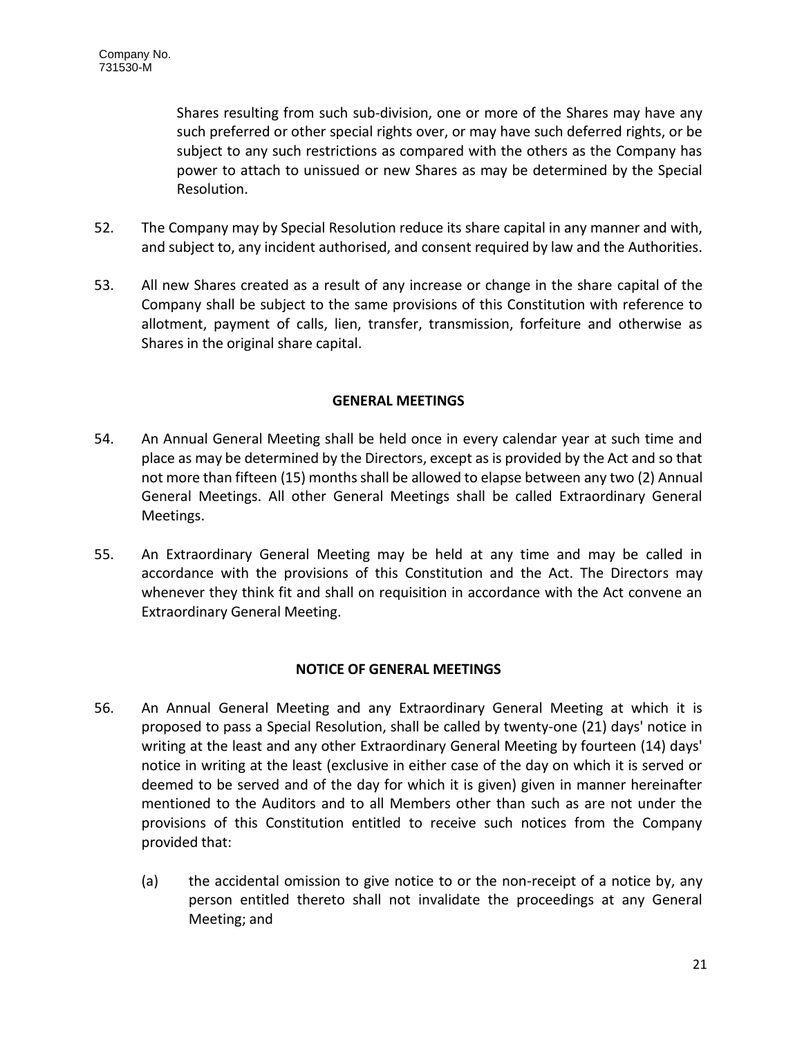Shares resulting from such sub-division, one or more of the Shares may have any such preferred or other special rights over, or may have such deferred rights, or be subject to any such restrictions as compared with the others as the Company has power to attach to unissued or new Shares as may be determined by the Special Resolution.

52. The Company may by Special Resolution reduce its share capital in any manner and with, and subject to, any incident authorised, and consent required by law and the Authorities.

53. All new Shares created as a result of any increase or change in the share capital of the Company shall be subject to the same provisions of this Constitution with reference to allotment, payment of calls, lien, transfer, transmission, forfeiture and otherwise as Shares in the original share capital.

## GENERAL MEETINGS

54. An Annual General Meeting shall be held once in every calendar year at such time and place as may be determined by the Directors, except as is provided by the Act and so that not more than fifteen (15) months shall be allowed to elapse between any two (2) Annual General Meetings. All other General Meetings shall be called Extraordinary General Meetings.

55. An Extraordinary General Meeting may be held at any time and may be called in accordance with the provisions of this Constitution and the Act. The Directors may whenever they think fit and shall on requisition in accordance with the Act convene an Extraordinary General Meeting.

## NOTICE OF GENERAL MEETINGS

56. An Annual General Meeting and any Extraordinary General Meeting at which it is proposed to pass a Special Resolution, shall be called by twenty-one (21) days' notice in writing at the least and any other Extraordinary General Meeting by fourteen (14) days' notice in writing at the least (exclusive in either case of the day on which it is served or deemed to be served and of the day for which it is given) given in manner hereinafter mentioned to the Auditors and to all Members other than such as are not under the provisions of this Constitution entitled to receive such notices from the Company provided that:

    (a) the accidental omission to give notice to or the non-receipt of a notice by, any person entitled thereto shall not invalidate the proceedings at any General Meeting; and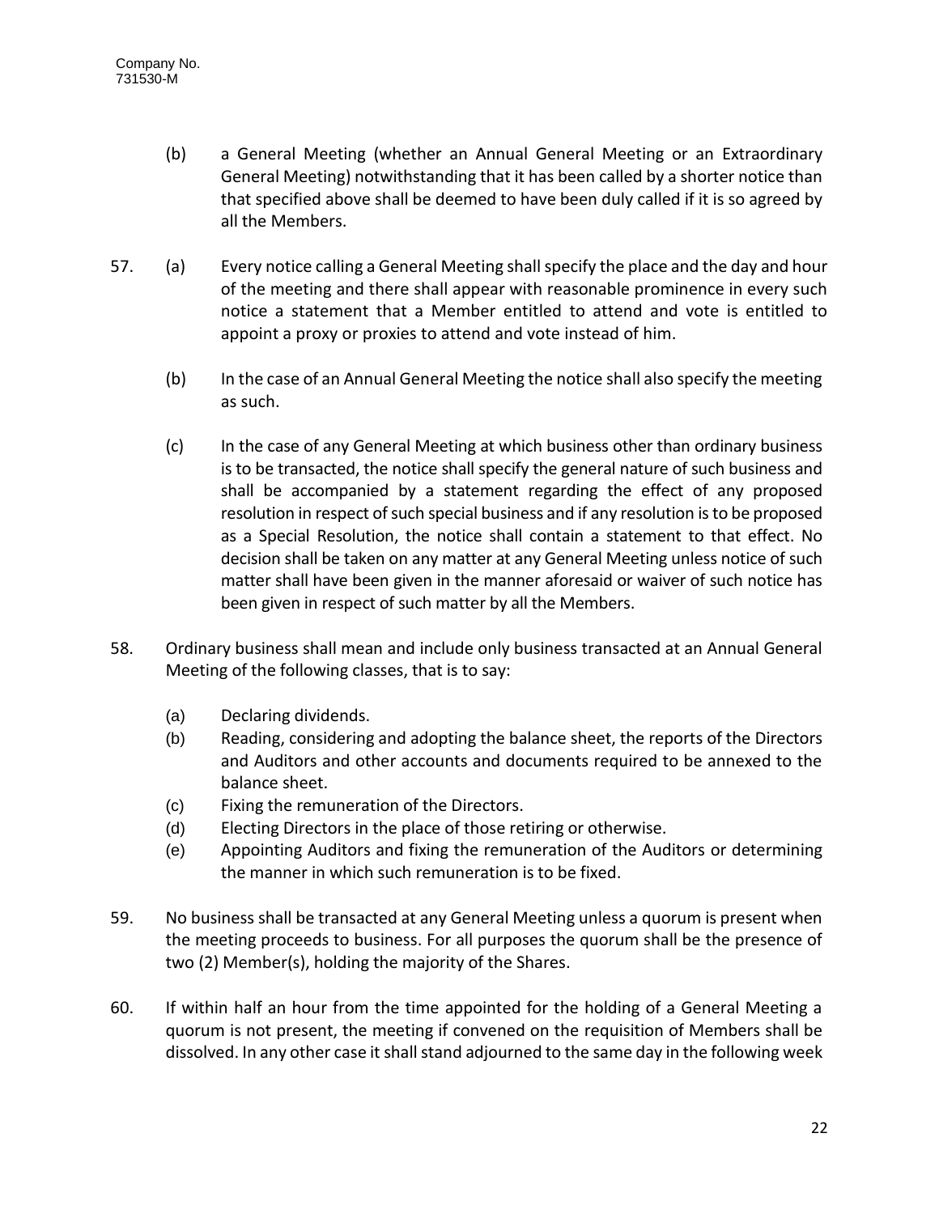(b) a General Meeting (whether an Annual General Meeting or an Extraordinary General Meeting) notwithstanding that it has been called by a shorter notice than that specified above shall be deemed to have been duly called if it is so agreed by all the Members.

57. (a) Every notice calling a General Meeting shall specify the place and the day and hour of the meeting and there shall appear with reasonable prominence in every such notice a statement that a Member entitled to attend and vote is entitled to appoint a proxy or proxies to attend and vote instead of him.

(b) In the case of an Annual General Meeting the notice shall also specify the meeting as such.

(c) In the case of any General Meeting at which business other than ordinary business is to be transacted, the notice shall specify the general nature of such business and shall be accompanied by a statement regarding the effect of any proposed resolution in respect of such special business and if any resolution is to be proposed as a Special Resolution, the notice shall contain a statement to that effect. No decision shall be taken on any matter at any General Meeting unless notice of such matter shall have been given in the manner aforesaid or waiver of such notice has been given in respect of such matter by all the Members.

58. Ordinary business shall mean and include only business transacted at an Annual General Meeting of the following classes, that is to say:

(a) Declaring dividends.
(b) Reading, considering and adopting the balance sheet, the reports of the Directors and Auditors and other accounts and documents required to be annexed to the balance sheet.
(c) Fixing the remuneration of the Directors.
(d) Electing Directors in the place of those retiring or otherwise.
(e) Appointing Auditors and fixing the remuneration of the Auditors or determining the manner in which such remuneration is to be fixed.

59. No business shall be transacted at any General Meeting unless a quorum is present when the meeting proceeds to business. For all purposes the quorum shall be the presence of two (2) Member(s), holding the majority of the Shares.

60. If within half an hour from the time appointed for the holding of a General Meeting a quorum is not present, the meeting if convened on the requisition of Members shall be dissolved. In any other case it shall stand adjourned to the same day in the following week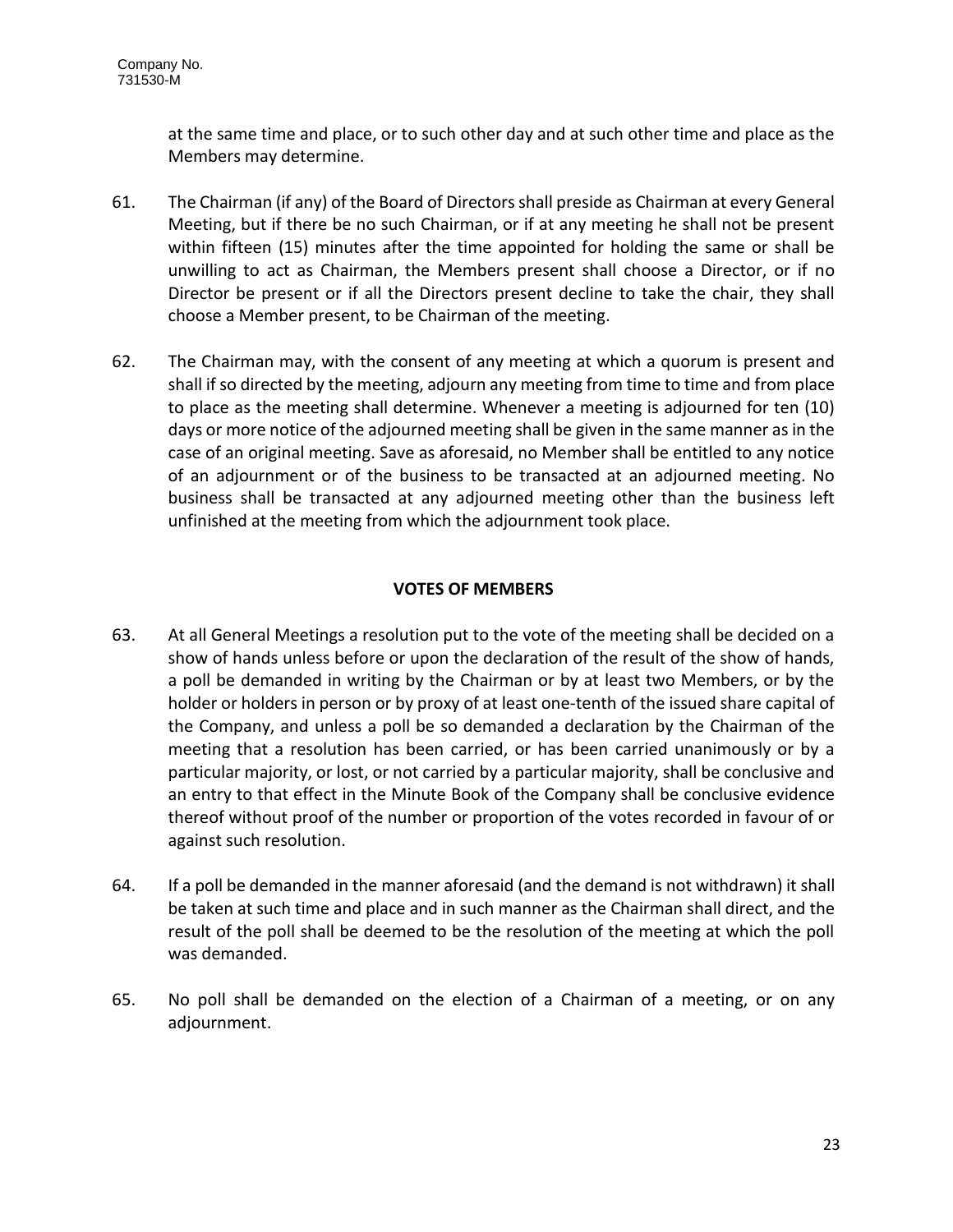at the same time and place, or to such other day and at such other time and place as the Members may determine.

61. The Chairman (if any) of the Board of Directors shall preside as Chairman at every General Meeting, but if there be no such Chairman, or if at any meeting he shall not be present within fifteen (15) minutes after the time appointed for holding the same or shall be unwilling to act as Chairman, the Members present shall choose a Director, or if no Director be present or if all the Directors present decline to take the chair, they shall choose a Member present, to be Chairman of the meeting.

62. The Chairman may, with the consent of any meeting at which a quorum is present and shall if so directed by the meeting, adjourn any meeting from time to time and from place to place as the meeting shall determine. Whenever a meeting is adjourned for ten (10) days or more notice of the adjourned meeting shall be given in the same manner as in the case of an original meeting. Save as aforesaid, no Member shall be entitled to any notice of an adjournment or of the business to be transacted at an adjourned meeting. No business shall be transacted at any adjourned meeting other than the business left unfinished at the meeting from which the adjournment took place.

## VOTES OF MEMBERS

63. At all General Meetings a resolution put to the vote of the meeting shall be decided on a show of hands unless before or upon the declaration of the result of the show of hands, a poll be demanded in writing by the Chairman or by at least two Members, or by the holder or holders in person or by proxy of at least one-tenth of the issued share capital of the Company, and unless a poll be so demanded a declaration by the Chairman of the meeting that a resolution has been carried, or has been carried unanimously or by a particular majority, or lost, or not carried by a particular majority, shall be conclusive and an entry to that effect in the Minute Book of the Company shall be conclusive evidence thereof without proof of the number or proportion of the votes recorded in favour of or against such resolution.

64. If a poll be demanded in the manner aforesaid (and the demand is not withdrawn) it shall be taken at such time and place and in such manner as the Chairman shall direct, and the result of the poll shall be deemed to be the resolution of the meeting at which the poll was demanded.

65. No poll shall be demanded on the election of a Chairman of a meeting, or on any adjournment.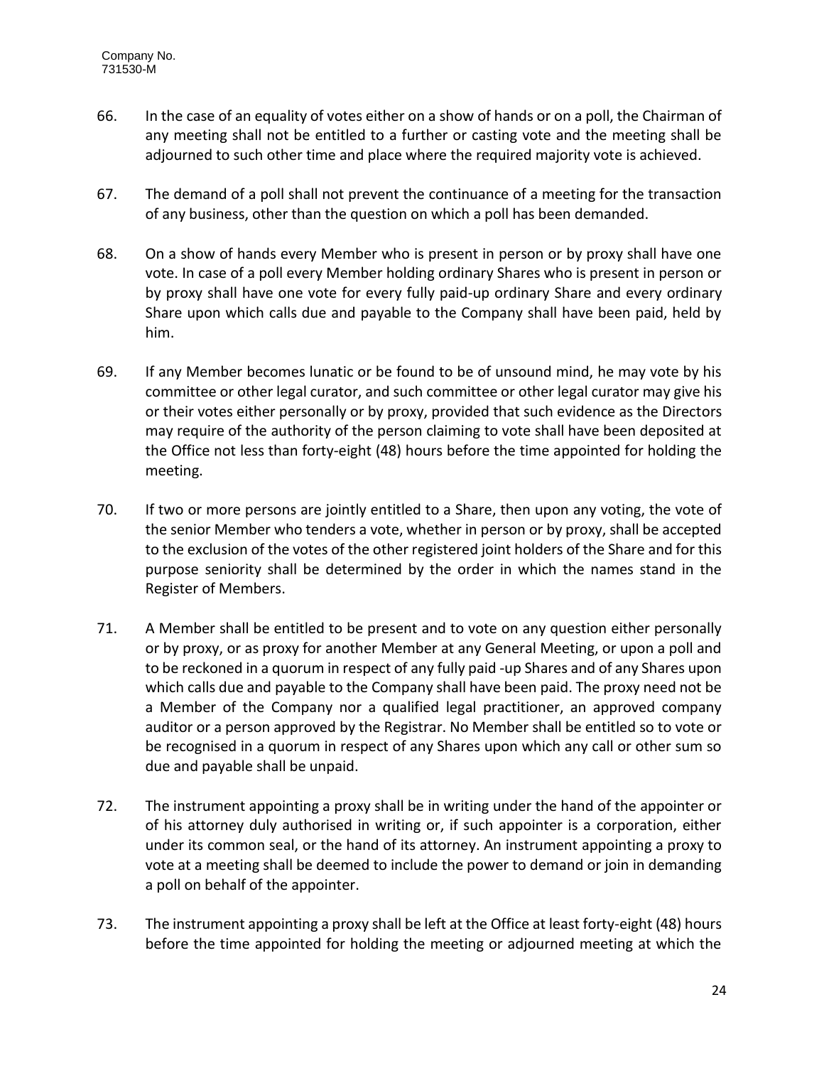66. In the case of an equality of votes either on a show of hands or on a poll, the Chairman of any meeting shall not be entitled to a further or casting vote and the meeting shall be adjourned to such other time and place where the required majority vote is achieved.

67. The demand of a poll shall not prevent the continuance of a meeting for the transaction of any business, other than the question on which a poll has been demanded.

68. On a show of hands every Member who is present in person or by proxy shall have one vote. In case of a poll every Member holding ordinary Shares who is present in person or by proxy shall have one vote for every fully paid-up ordinary Share and every ordinary Share upon which calls due and payable to the Company shall have been paid, held by him.

69. If any Member becomes lunatic or be found to be of unsound mind, he may vote by his committee or other legal curator, and such committee or other legal curator may give his or their votes either personally or by proxy, provided that such evidence as the Directors may require of the authority of the person claiming to vote shall have been deposited at the Office not less than forty-eight (48) hours before the time appointed for holding the meeting.

70. If two or more persons are jointly entitled to a Share, then upon any voting, the vote of the senior Member who tenders a vote, whether in person or by proxy, shall be accepted to the exclusion of the votes of the other registered joint holders of the Share and for this purpose seniority shall be determined by the order in which the names stand in the Register of Members.

71. A Member shall be entitled to be present and to vote on any question either personally or by proxy, or as proxy for another Member at any General Meeting, or upon a poll and to be reckoned in a quorum in respect of any fully paid -up Shares and of any Shares upon which calls due and payable to the Company shall have been paid. The proxy need not be a Member of the Company nor a qualified legal practitioner, an approved company auditor or a person approved by the Registrar. No Member shall be entitled so to vote or be recognised in a quorum in respect of any Shares upon which any call or other sum so due and payable shall be unpaid.

72. The instrument appointing a proxy shall be in writing under the hand of the appointer or of his attorney duly authorised in writing or, if such appointer is a corporation, either under its common seal, or the hand of its attorney. An instrument appointing a proxy to vote at a meeting shall be deemed to include the power to demand or join in demanding a poll on behalf of the appointer.

73. The instrument appointing a proxy shall be left at the Office at least forty-eight (48) hours before the time appointed for holding the meeting or adjourned meeting at which the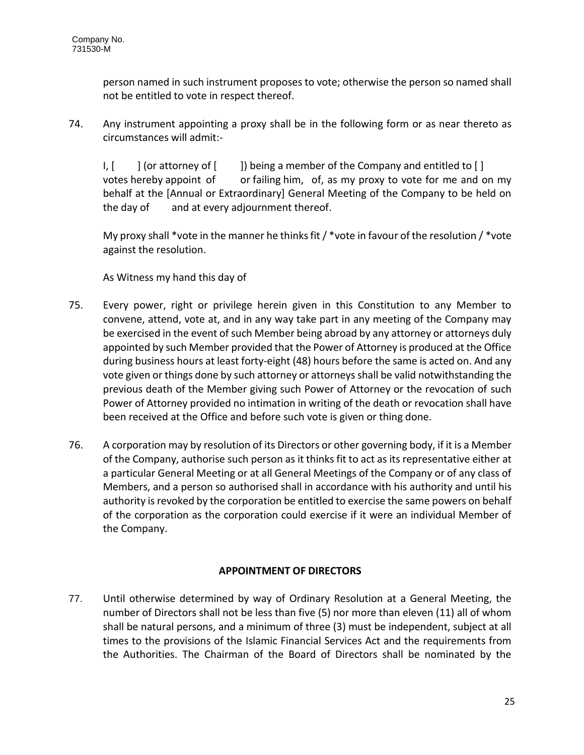person named in such instrument proposes to vote; otherwise the person so named shall not be entitled to vote in respect thereof.

74. Any instrument appointing a proxy shall be in the following form or as near thereto as circumstances will admit:-

I, [ ] (or attorney of [ ]) being a member of the Company and entitled to [ ] votes hereby appoint of or failing him, of, as my proxy to vote for me and on my behalf at the [Annual or Extraordinary] General Meeting of the Company to be held on the day of and at every adjournment thereof.

My proxy shall *vote in the manner he thinks fit / *vote in favour of the resolution / *vote against the resolution.

As Witness my hand this day of

75. Every power, right or privilege herein given in this Constitution to any Member to convene, attend, vote at, and in any way take part in any meeting of the Company may be exercised in the event of such Member being abroad by any attorney or attorneys duly appointed by such Member provided that the Power of Attorney is produced at the Office during business hours at least forty-eight (48) hours before the same is acted on. And any vote given or things done by such attorney or attorneys shall be valid notwithstanding the previous death of the Member giving such Power of Attorney or the revocation of such Power of Attorney provided no intimation in writing of the death or revocation shall have been received at the Office and before such vote is given or thing done.

76. A corporation may by resolution of its Directors or other governing body, if it is a Member of the Company, authorise such person as it thinks fit to act as its representative either at a particular General Meeting or at all General Meetings of the Company or of any class of Members, and a person so authorised shall in accordance with his authority and until his authority is revoked by the corporation be entitled to exercise the same powers on behalf of the corporation as the corporation could exercise if it were an individual Member of the Company.

## APPOINTMENT OF DIRECTORS

77. Until otherwise determined by way of Ordinary Resolution at a General Meeting, the number of Directors shall not be less than five (5) nor more than eleven (11) all of whom shall be natural persons, and a minimum of three (3) must be independent, subject at all times to the provisions of the Islamic Financial Services Act and the requirements from the Authorities. The Chairman of the Board of Directors shall be nominated by the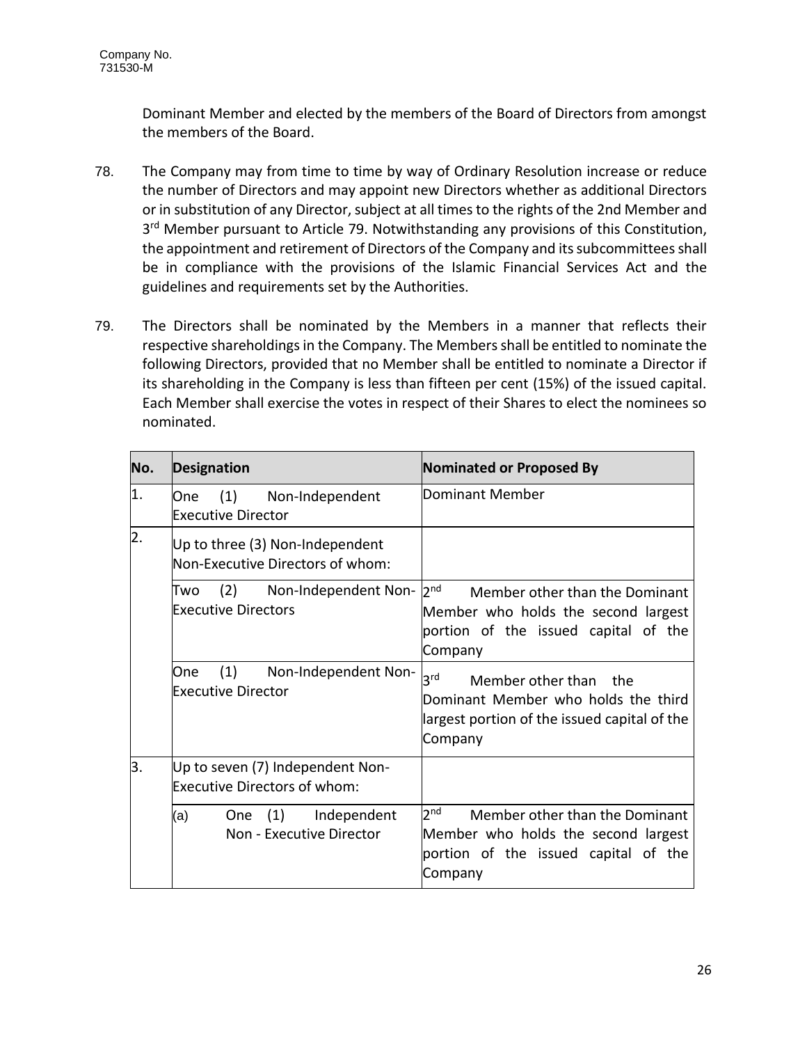Company No.
731530-M

Dominant Member and elected by the members of the Board of Directors from amongst the members of the Board.

78. The Company may from time to time by way of Ordinary Resolution increase or reduce the number of Directors and may appoint new Directors whether as additional Directors or in substitution of any Director, subject at all times to the rights of the 2nd Member and 3rd Member pursuant to Article 79. Notwithstanding any provisions of this Constitution, the appointment and retirement of Directors of the Company and its subcommittees shall be in compliance with the provisions of the Islamic Financial Services Act and the guidelines and requirements set by the Authorities.

79. The Directors shall be nominated by the Members in a manner that reflects their respective shareholdings in the Company. The Members shall be entitled to nominate the following Directors, provided that no Member shall be entitled to nominate a Director if its shareholding in the Company is less than fifteen per cent (15%) of the issued capital. Each Member shall exercise the votes in respect of their Shares to elect the nominees so nominated.

| No. | Designation | Nominated or Proposed By |
|---|---|---|
| 1. | One (1) Non-Independent Executive Director | Dominant Member |
| 2. | Up to three (3) Non-Independent Non-Executive Directors of whom: | |
| | Two (2) Non-Independent Non-Executive Directors | 2nd Member other than the Dominant Member who holds the second largest portion of the issued capital of the Company |
| | One (1) Non-Independent Non-Executive Director | 3rd Member other than the Dominant Member who holds the third largest portion of the issued capital of the Company |
| 3. | Up to seven (7) Independent Non-Executive Directors of whom: | |
| | (a) One (1) Independent Non - Executive Director | 2nd Member other than the Dominant Member who holds the second largest portion of the issued capital of the Company |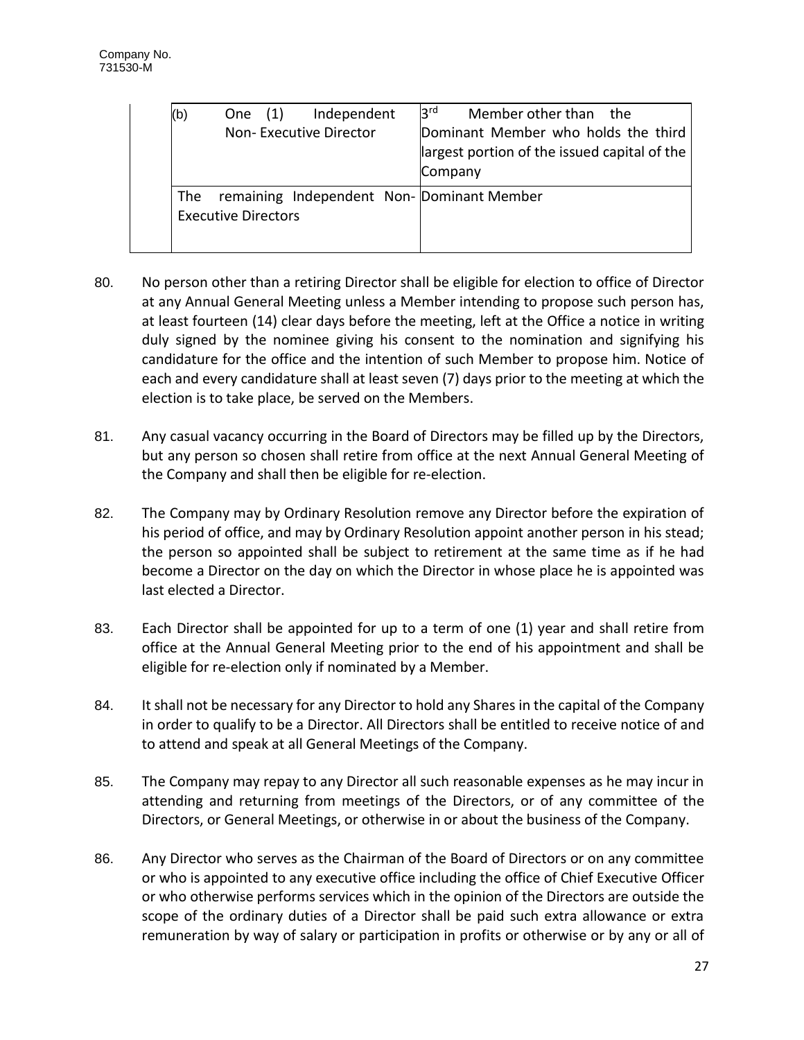| | |
|---|---|
| (b) One (1) Independent Non- Executive Director | 3rd Member other than the Dominant Member who holds the third largest portion of the issued capital of the Company |
| The remaining Independent Non-Executive Directors | Dominant Member |

80. No person other than a retiring Director shall be eligible for election to office of Director at any Annual General Meeting unless a Member intending to propose such person has, at least fourteen (14) clear days before the meeting, left at the Office a notice in writing duly signed by the nominee giving his consent to the nomination and signifying his candidature for the office and the intention of such Member to propose him. Notice of each and every candidature shall at least seven (7) days prior to the meeting at which the election is to take place, be served on the Members.

81. Any casual vacancy occurring in the Board of Directors may be filled up by the Directors, but any person so chosen shall retire from office at the next Annual General Meeting of the Company and shall then be eligible for re-election.

82. The Company may by Ordinary Resolution remove any Director before the expiration of his period of office, and may by Ordinary Resolution appoint another person in his stead; the person so appointed shall be subject to retirement at the same time as if he had become a Director on the day on which the Director in whose place he is appointed was last elected a Director.

83. Each Director shall be appointed for up to a term of one (1) year and shall retire from office at the Annual General Meeting prior to the end of his appointment and shall be eligible for re-election only if nominated by a Member.

84. It shall not be necessary for any Director to hold any Shares in the capital of the Company in order to qualify to be a Director. All Directors shall be entitled to receive notice of and to attend and speak at all General Meetings of the Company.

85. The Company may repay to any Director all such reasonable expenses as he may incur in attending and returning from meetings of the Directors, or of any committee of the Directors, or General Meetings, or otherwise in or about the business of the Company.

86. Any Director who serves as the Chairman of the Board of Directors or on any committee or who is appointed to any executive office including the office of Chief Executive Officer or who otherwise performs services which in the opinion of the Directors are outside the scope of the ordinary duties of a Director shall be paid such extra allowance or extra remuneration by way of salary or participation in profits or otherwise or by any or all of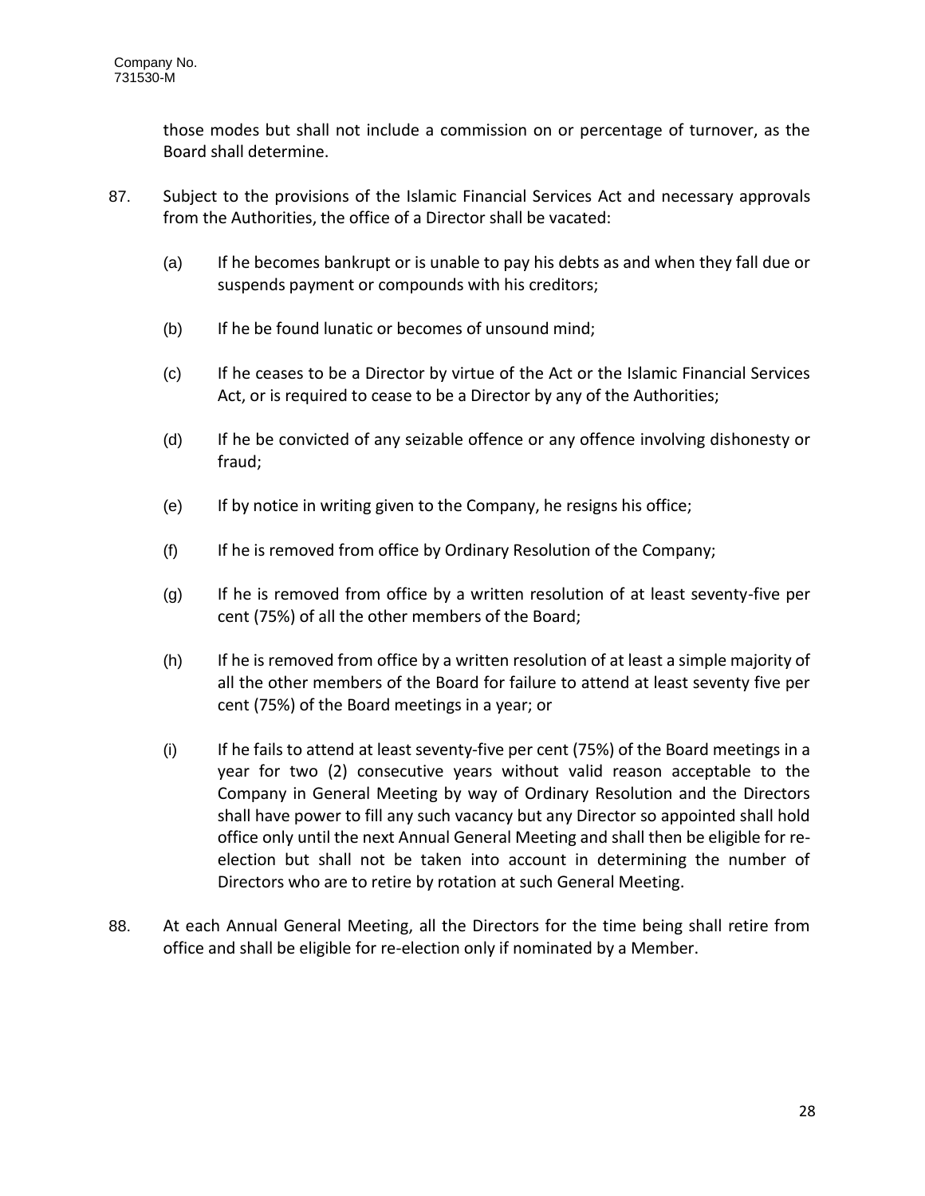those modes but shall not include a commission on or percentage of turnover, as the Board shall determine.

87. Subject to the provisions of the Islamic Financial Services Act and necessary approvals from the Authorities, the office of a Director shall be vacated:

    (a) If he becomes bankrupt or is unable to pay his debts as and when they fall due or suspends payment or compounds with his creditors;

    (b) If he be found lunatic or becomes of unsound mind;

    (c) If he ceases to be a Director by virtue of the Act or the Islamic Financial Services Act, or is required to cease to be a Director by any of the Authorities;

    (d) If he be convicted of any seizable offence or any offence involving dishonesty or fraud;

    (e) If by notice in writing given to the Company, he resigns his office;

    (f) If he is removed from office by Ordinary Resolution of the Company;

    (g) If he is removed from office by a written resolution of at least seventy-five per cent (75%) of all the other members of the Board;

    (h) If he is removed from office by a written resolution of at least a simple majority of all the other members of the Board for failure to attend at least seventy five per cent (75%) of the Board meetings in a year; or

    (i) If he fails to attend at least seventy-five per cent (75%) of the Board meetings in a year for two (2) consecutive years without valid reason acceptable to the Company in General Meeting by way of Ordinary Resolution and the Directors shall have power to fill any such vacancy but any Director so appointed shall hold office only until the next Annual General Meeting and shall then be eligible for re-election but shall not be taken into account in determining the number of Directors who are to retire by rotation at such General Meeting.

88. At each Annual General Meeting, all the Directors for the time being shall retire from office and shall be eligible for re-election only if nominated by a Member.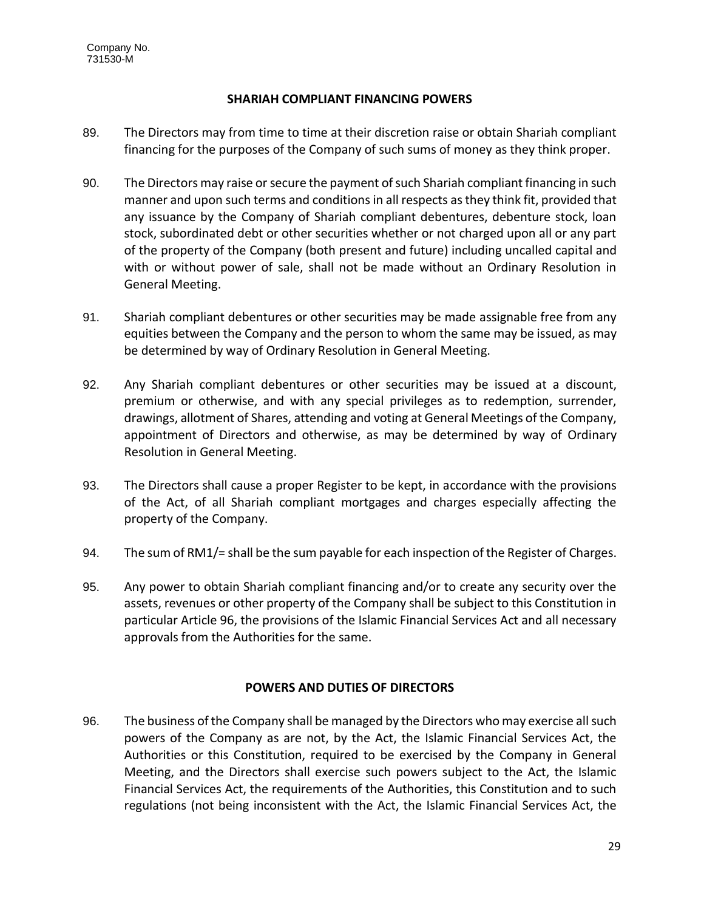Company No.
731530-M

## SHARIAH COMPLIANT FINANCING POWERS

89. The Directors may from time to time at their discretion raise or obtain Shariah compliant financing for the purposes of the Company of such sums of money as they think proper.

90. The Directors may raise or secure the payment of such Shariah compliant financing in such manner and upon such terms and conditions in all respects as they think fit, provided that any issuance by the Company of Shariah compliant debentures, debenture stock, loan stock, subordinated debt or other securities whether or not charged upon all or any part of the property of the Company (both present and future) including uncalled capital and with or without power of sale, shall not be made without an Ordinary Resolution in General Meeting.

91. Shariah compliant debentures or other securities may be made assignable free from any equities between the Company and the person to whom the same may be issued, as may be determined by way of Ordinary Resolution in General Meeting.

92. Any Shariah compliant debentures or other securities may be issued at a discount, premium or otherwise, and with any special privileges as to redemption, surrender, drawings, allotment of Shares, attending and voting at General Meetings of the Company, appointment of Directors and otherwise, as may be determined by way of Ordinary Resolution in General Meeting.

93. The Directors shall cause a proper Register to be kept, in accordance with the provisions of the Act, of all Shariah compliant mortgages and charges especially affecting the property of the Company.

94. The sum of RM1/= shall be the sum payable for each inspection of the Register of Charges.

95. Any power to obtain Shariah compliant financing and/or to create any security over the assets, revenues or other property of the Company shall be subject to this Constitution in particular Article 96, the provisions of the Islamic Financial Services Act and all necessary approvals from the Authorities for the same.

## POWERS AND DUTIES OF DIRECTORS

96. The business of the Company shall be managed by the Directors who may exercise all such powers of the Company as are not, by the Act, the Islamic Financial Services Act, the Authorities or this Constitution, required to be exercised by the Company in General Meeting, and the Directors shall exercise such powers subject to the Act, the Islamic Financial Services Act, the requirements of the Authorities, this Constitution and to such regulations (not being inconsistent with the Act, the Islamic Financial Services Act, the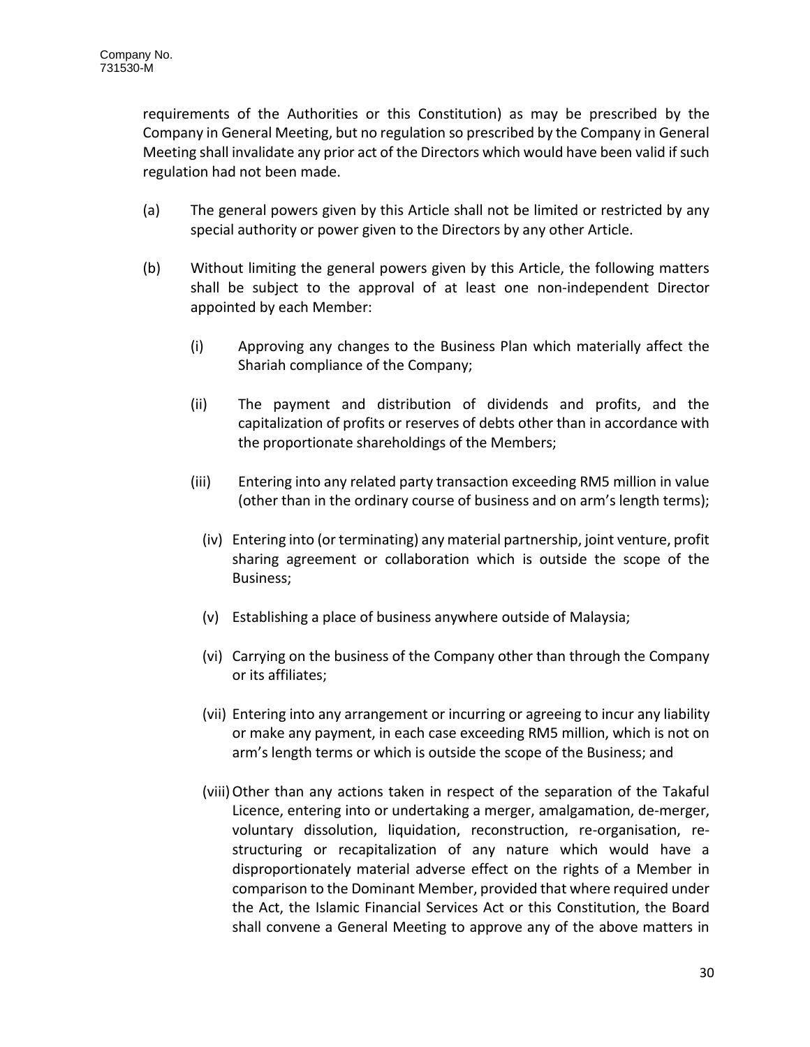requirements of the Authorities or this Constitution) as may be prescribed by the Company in General Meeting, but no regulation so prescribed by the Company in General Meeting shall invalidate any prior act of the Directors which would have been valid if such regulation had not been made.

(a) The general powers given by this Article shall not be limited or restricted by any special authority or power given to the Directors by any other Article.

(b) Without limiting the general powers given by this Article, the following matters shall be subject to the approval of at least one non-independent Director appointed by each Member:

   (i) Approving any changes to the Business Plan which materially affect the Shariah compliance of the Company;

   (ii) The payment and distribution of dividends and profits, and the capitalization of profits or reserves of debts other than in accordance with the proportionate shareholdings of the Members;

   (iii) Entering into any related party transaction exceeding RM5 million in value (other than in the ordinary course of business and on arm's length terms);

   (iv) Entering into (or terminating) any material partnership, joint venture, profit sharing agreement or collaboration which is outside the scope of the Business;

   (v) Establishing a place of business anywhere outside of Malaysia;

   (vi) Carrying on the business of the Company other than through the Company or its affiliates;

   (vii) Entering into any arrangement or incurring or agreeing to incur any liability or make any payment, in each case exceeding RM5 million, which is not on arm's length terms or which is outside the scope of the Business; and

   (viii) Other than any actions taken in respect of the separation of the Takaful Licence, entering into or undertaking a merger, amalgamation, de-merger, voluntary dissolution, liquidation, reconstruction, re-organisation, re-structuring or recapitalization of any nature which would have a disproportionately material adverse effect on the rights of a Member in comparison to the Dominant Member, provided that where required under the Act, the Islamic Financial Services Act or this Constitution, the Board shall convene a General Meeting to approve any of the above matters in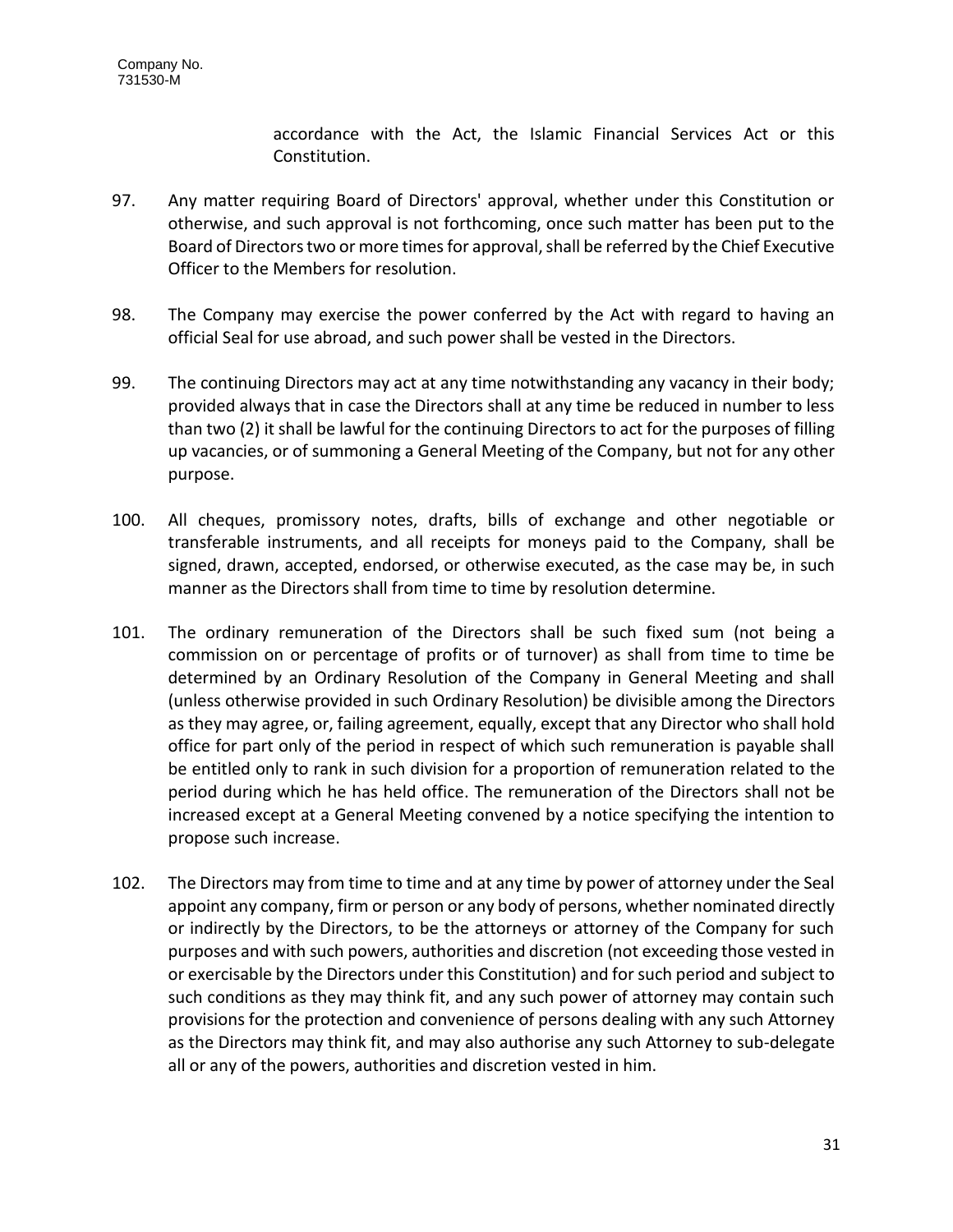accordance with the Act, the Islamic Financial Services Act or this Constitution.

97. Any matter requiring Board of Directors' approval, whether under this Constitution or otherwise, and such approval is not forthcoming, once such matter has been put to the Board of Directors two or more times for approval, shall be referred by the Chief Executive Officer to the Members for resolution.

98. The Company may exercise the power conferred by the Act with regard to having an official Seal for use abroad, and such power shall be vested in the Directors.

99. The continuing Directors may act at any time notwithstanding any vacancy in their body; provided always that in case the Directors shall at any time be reduced in number to less than two (2) it shall be lawful for the continuing Directors to act for the purposes of filling up vacancies, or of summoning a General Meeting of the Company, but not for any other purpose.

100. All cheques, promissory notes, drafts, bills of exchange and other negotiable or transferable instruments, and all receipts for moneys paid to the Company, shall be signed, drawn, accepted, endorsed, or otherwise executed, as the case may be, in such manner as the Directors shall from time to time by resolution determine.

101. The ordinary remuneration of the Directors shall be such fixed sum (not being a commission on or percentage of profits or of turnover) as shall from time to time be determined by an Ordinary Resolution of the Company in General Meeting and shall (unless otherwise provided in such Ordinary Resolution) be divisible among the Directors as they may agree, or, failing agreement, equally, except that any Director who shall hold office for part only of the period in respect of which such remuneration is payable shall be entitled only to rank in such division for a proportion of remuneration related to the period during which he has held office. The remuneration of the Directors shall not be increased except at a General Meeting convened by a notice specifying the intention to propose such increase.

102. The Directors may from time to time and at any time by power of attorney under the Seal appoint any company, firm or person or any body of persons, whether nominated directly or indirectly by the Directors, to be the attorneys or attorney of the Company for such purposes and with such powers, authorities and discretion (not exceeding those vested in or exercisable by the Directors under this Constitution) and for such period and subject to such conditions as they may think fit, and any such power of attorney may contain such provisions for the protection and convenience of persons dealing with any such Attorney as the Directors may think fit, and may also authorise any such Attorney to sub-delegate all or any of the powers, authorities and discretion vested in him.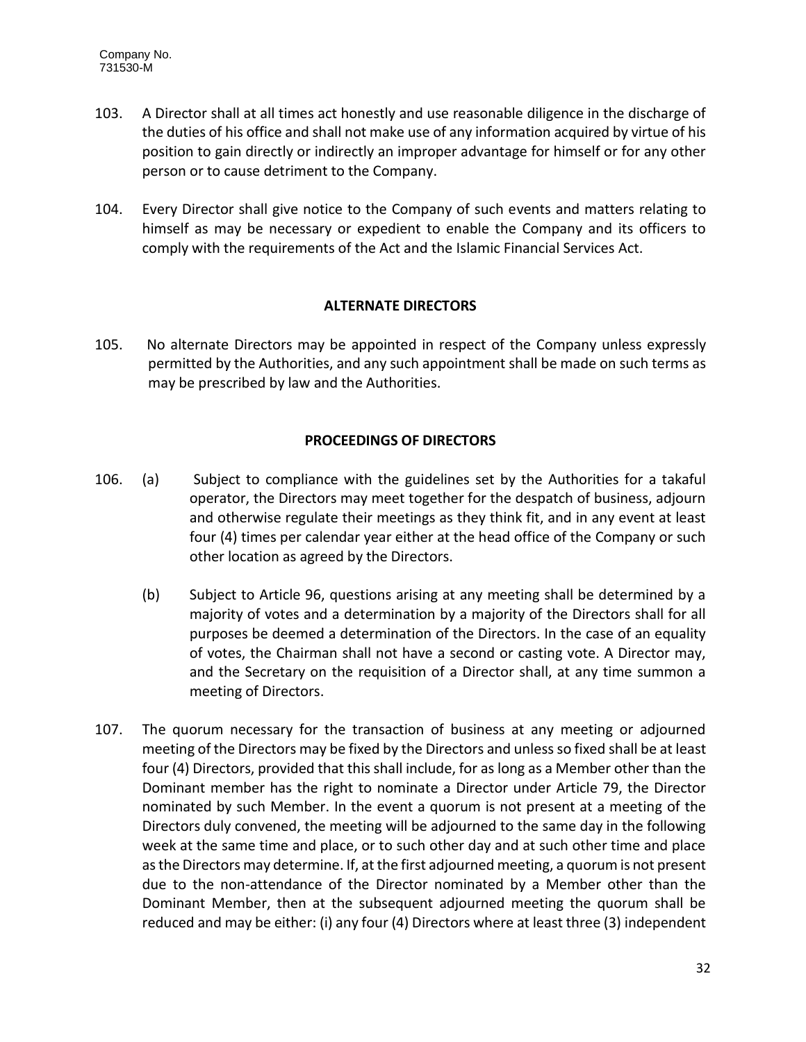103. A Director shall at all times act honestly and use reasonable diligence in the discharge of the duties of his office and shall not make use of any information acquired by virtue of his position to gain directly or indirectly an improper advantage for himself or for any other person or to cause detriment to the Company.

104. Every Director shall give notice to the Company of such events and matters relating to himself as may be necessary or expedient to enable the Company and its officers to comply with the requirements of the Act and the Islamic Financial Services Act.

**ALTERNATE DIRECTORS**

105. No alternate Directors may be appointed in respect of the Company unless expressly permitted by the Authorities, and any such appointment shall be made on such terms as may be prescribed by law and the Authorities.

**PROCEEDINGS OF DIRECTORS**

106. (a) Subject to compliance with the guidelines set by the Authorities for a takaful operator, the Directors may meet together for the despatch of business, adjourn and otherwise regulate their meetings as they think fit, and in any event at least four (4) times per calendar year either at the head office of the Company or such other location as agreed by the Directors.

(b) Subject to Article 96, questions arising at any meeting shall be determined by a majority of votes and a determination by a majority of the Directors shall for all purposes be deemed a determination of the Directors. In the case of an equality of votes, the Chairman shall not have a second or casting vote. A Director may, and the Secretary on the requisition of a Director shall, at any time summon a meeting of Directors.

107. The quorum necessary for the transaction of business at any meeting or adjourned meeting of the Directors may be fixed by the Directors and unless so fixed shall be at least four (4) Directors, provided that this shall include, for as long as a Member other than the Dominant member has the right to nominate a Director under Article 79, the Director nominated by such Member. In the event a quorum is not present at a meeting of the Directors duly convened, the meeting will be adjourned to the same day in the following week at the same time and place, or to such other day and at such other time and place as the Directors may determine. If, at the first adjourned meeting, a quorum is not present due to the non-attendance of the Director nominated by a Member other than the Dominant Member, then at the subsequent adjourned meeting the quorum shall be reduced and may be either: (i) any four (4) Directors where at least three (3) independent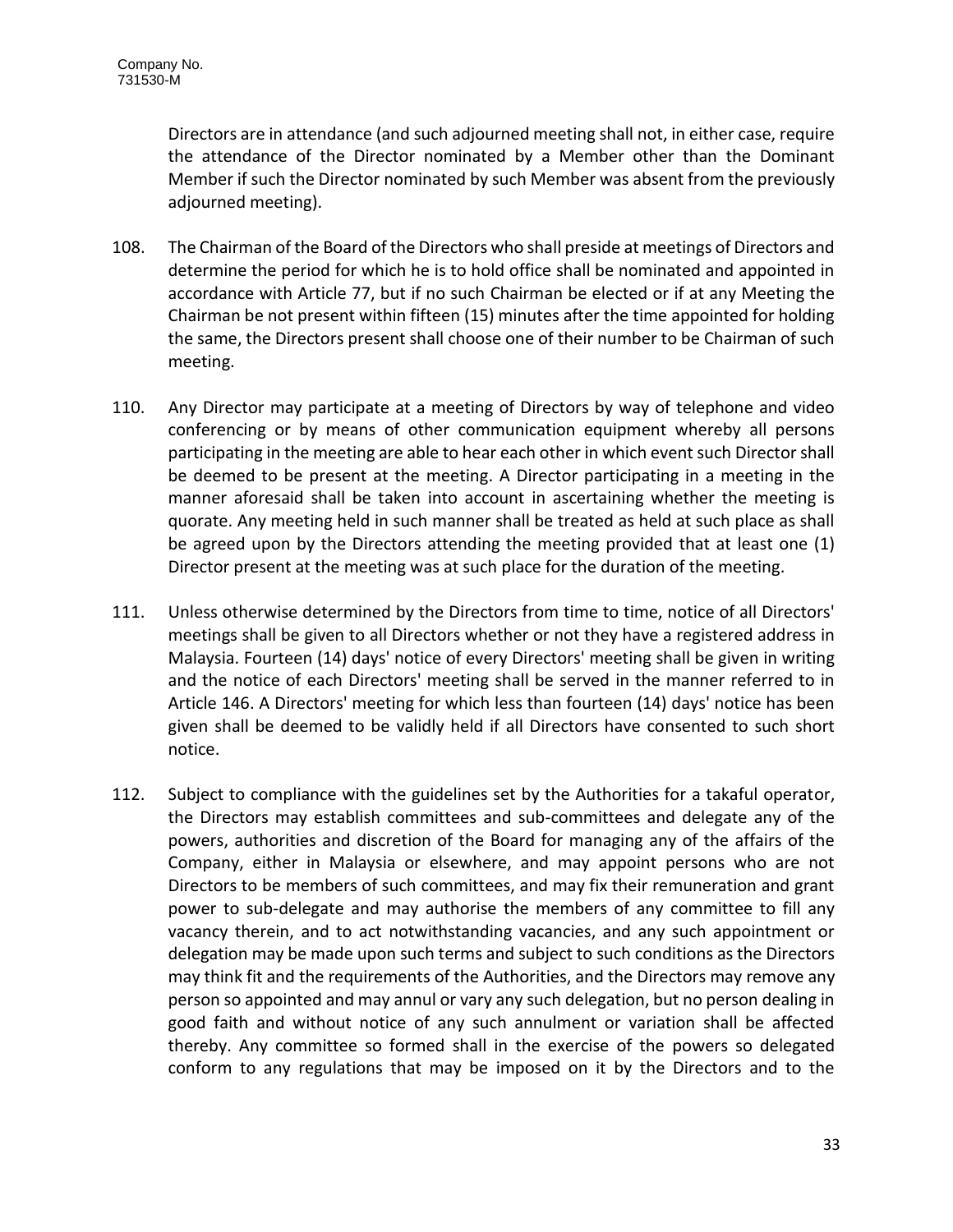Directors are in attendance (and such adjourned meeting shall not, in either case, require the attendance of the Director nominated by a Member other than the Dominant Member if such the Director nominated by such Member was absent from the previously adjourned meeting).

108. The Chairman of the Board of the Directors who shall preside at meetings of Directors and determine the period for which he is to hold office shall be nominated and appointed in accordance with Article 77, but if no such Chairman be elected or if at any Meeting the Chairman be not present within fifteen (15) minutes after the time appointed for holding the same, the Directors present shall choose one of their number to be Chairman of such meeting.

110. Any Director may participate at a meeting of Directors by way of telephone and video conferencing or by means of other communication equipment whereby all persons participating in the meeting are able to hear each other in which event such Director shall be deemed to be present at the meeting. A Director participating in a meeting in the manner aforesaid shall be taken into account in ascertaining whether the meeting is quorate. Any meeting held in such manner shall be treated as held at such place as shall be agreed upon by the Directors attending the meeting provided that at least one (1) Director present at the meeting was at such place for the duration of the meeting.

111. Unless otherwise determined by the Directors from time to time, notice of all Directors' meetings shall be given to all Directors whether or not they have a registered address in Malaysia. Fourteen (14) days' notice of every Directors' meeting shall be given in writing and the notice of each Directors' meeting shall be served in the manner referred to in Article 146. A Directors' meeting for which less than fourteen (14) days' notice has been given shall be deemed to be validly held if all Directors have consented to such short notice.

112. Subject to compliance with the guidelines set by the Authorities for a takaful operator, the Directors may establish committees and sub-committees and delegate any of the powers, authorities and discretion of the Board for managing any of the affairs of the Company, either in Malaysia or elsewhere, and may appoint persons who are not Directors to be members of such committees, and may fix their remuneration and grant power to sub-delegate and may authorise the members of any committee to fill any vacancy therein, and to act notwithstanding vacancies, and any such appointment or delegation may be made upon such terms and subject to such conditions as the Directors may think fit and the requirements of the Authorities, and the Directors may remove any person so appointed and may annul or vary any such delegation, but no person dealing in good faith and without notice of any such annulment or variation shall be affected thereby. Any committee so formed shall in the exercise of the powers so delegated conform to any regulations that may be imposed on it by the Directors and to the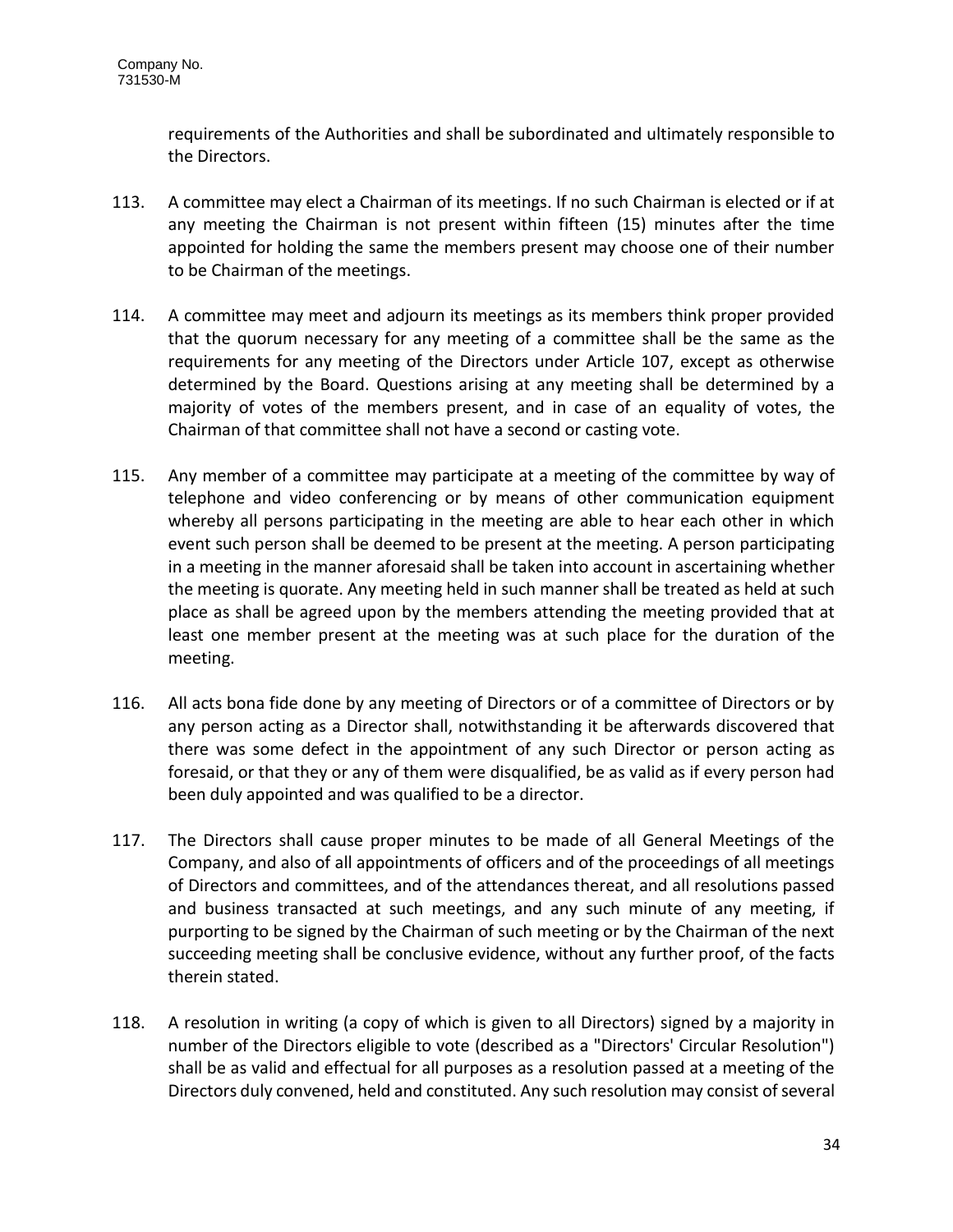requirements of the Authorities and shall be subordinated and ultimately responsible to the Directors.

113. A committee may elect a Chairman of its meetings. If no such Chairman is elected or if at any meeting the Chairman is not present within fifteen (15) minutes after the time appointed for holding the same the members present may choose one of their number to be Chairman of the meetings.

114. A committee may meet and adjourn its meetings as its members think proper provided that the quorum necessary for any meeting of a committee shall be the same as the requirements for any meeting of the Directors under Article 107, except as otherwise determined by the Board. Questions arising at any meeting shall be determined by a majority of votes of the members present, and in case of an equality of votes, the Chairman of that committee shall not have a second or casting vote.

115. Any member of a committee may participate at a meeting of the committee by way of telephone and video conferencing or by means of other communication equipment whereby all persons participating in the meeting are able to hear each other in which event such person shall be deemed to be present at the meeting. A person participating in a meeting in the manner aforesaid shall be taken into account in ascertaining whether the meeting is quorate. Any meeting held in such manner shall be treated as held at such place as shall be agreed upon by the members attending the meeting provided that at least one member present at the meeting was at such place for the duration of the meeting.

116. All acts bona fide done by any meeting of Directors or of a committee of Directors or by any person acting as a Director shall, notwithstanding it be afterwards discovered that there was some defect in the appointment of any such Director or person acting as foresaid, or that they or any of them were disqualified, be as valid as if every person had been duly appointed and was qualified to be a director.

117. The Directors shall cause proper minutes to be made of all General Meetings of the Company, and also of all appointments of officers and of the proceedings of all meetings of Directors and committees, and of the attendances thereat, and all resolutions passed and business transacted at such meetings, and any such minute of any meeting, if purporting to be signed by the Chairman of such meeting or by the Chairman of the next succeeding meeting shall be conclusive evidence, without any further proof, of the facts therein stated.

118. A resolution in writing (a copy of which is given to all Directors) signed by a majority in number of the Directors eligible to vote (described as a "Directors' Circular Resolution") shall be as valid and effectual for all purposes as a resolution passed at a meeting of the Directors duly convened, held and constituted. Any such resolution may consist of several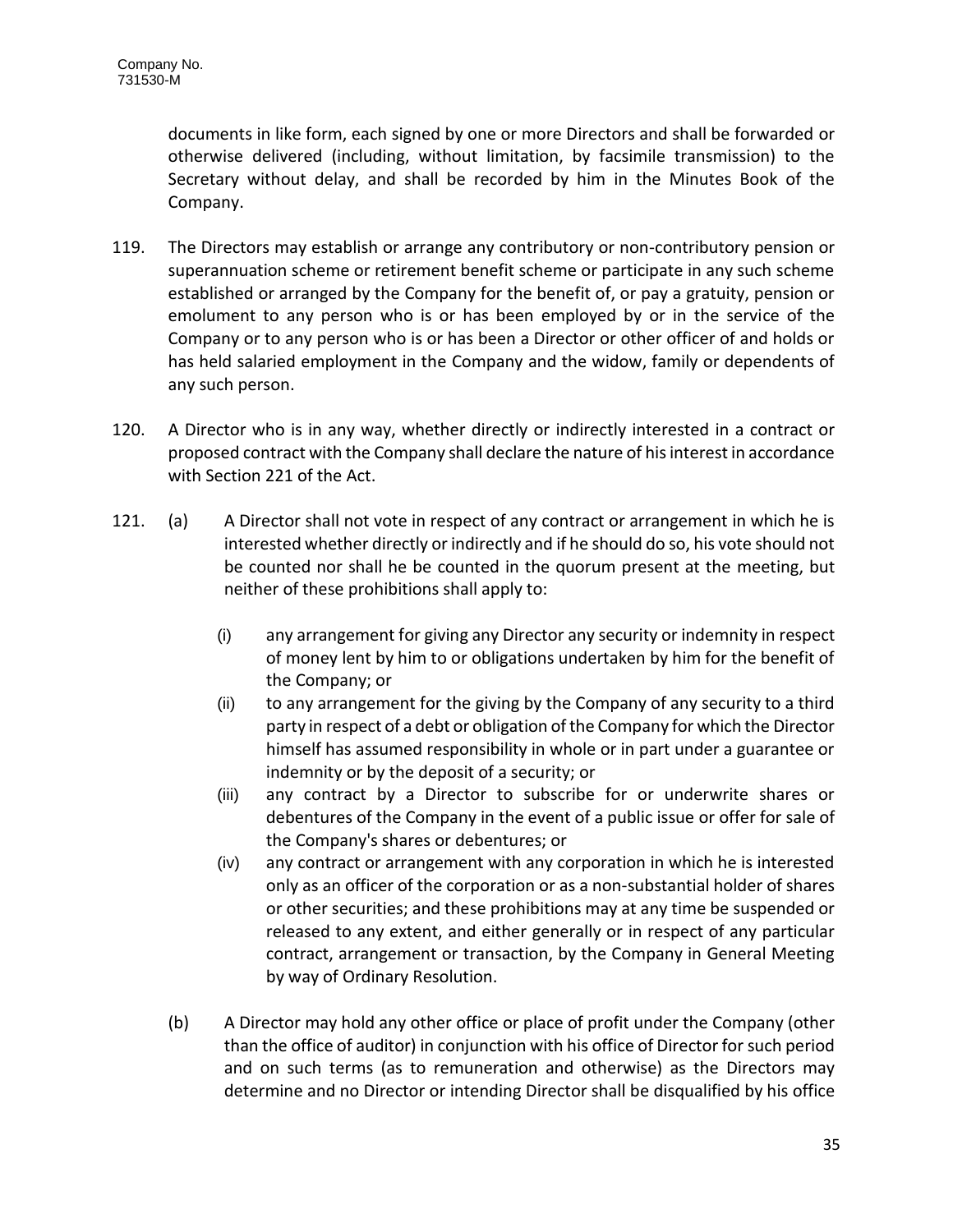documents in like form, each signed by one or more Directors and shall be forwarded or otherwise delivered (including, without limitation, by facsimile transmission) to the Secretary without delay, and shall be recorded by him in the Minutes Book of the Company.

119. The Directors may establish or arrange any contributory or non-contributory pension or superannuation scheme or retirement benefit scheme or participate in any such scheme established or arranged by the Company for the benefit of, or pay a gratuity, pension or emolument to any person who is or has been employed by or in the service of the Company or to any person who is or has been a Director or other officer of and holds or has held salaried employment in the Company and the widow, family or dependents of any such person.

120. A Director who is in any way, whether directly or indirectly interested in a contract or proposed contract with the Company shall declare the nature of his interest in accordance with Section 221 of the Act.

121. (a) A Director shall not vote in respect of any contract or arrangement in which he is interested whether directly or indirectly and if he should do so, his vote should not be counted nor shall he be counted in the quorum present at the meeting, but neither of these prohibitions shall apply to:

   (i) any arrangement for giving any Director any security or indemnity in respect of money lent by him to or obligations undertaken by him for the benefit of the Company; or

   (ii) to any arrangement for the giving by the Company of any security to a third party in respect of a debt or obligation of the Company for which the Director himself has assumed responsibility in whole or in part under a guarantee or indemnity or by the deposit of a security; or

   (iii) any contract by a Director to subscribe for or underwrite shares or debentures of the Company in the event of a public issue or offer for sale of the Company's shares or debentures; or

   (iv) any contract or arrangement with any corporation in which he is interested only as an officer of the corporation or as a non-substantial holder of shares or other securities; and these prohibitions may at any time be suspended or released to any extent, and either generally or in respect of any particular contract, arrangement or transaction, by the Company in General Meeting by way of Ordinary Resolution.

(b) A Director may hold any other office or place of profit under the Company (other than the office of auditor) in conjunction with his office of Director for such period and on such terms (as to remuneration and otherwise) as the Directors may determine and no Director or intending Director shall be disqualified by his office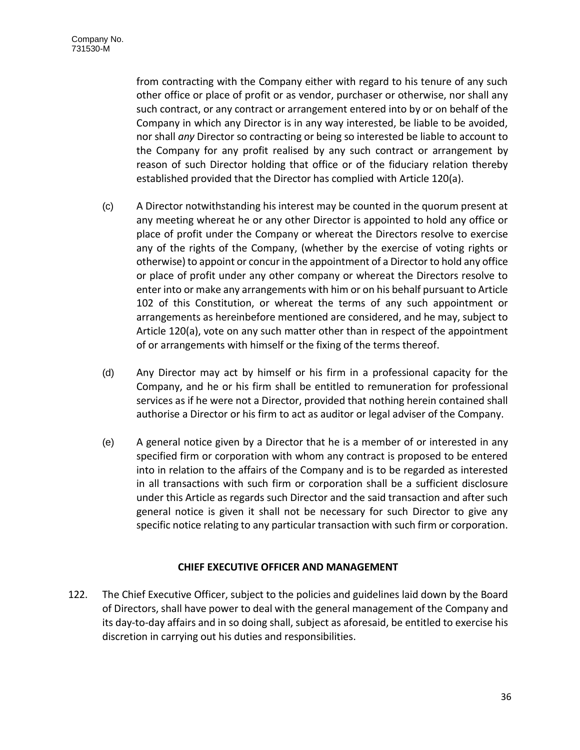from contracting with the Company either with regard to his tenure of any such other office or place of profit or as vendor, purchaser or otherwise, nor shall any such contract, or any contract or arrangement entered into by or on behalf of the Company in which any Director is in any way interested, be liable to be avoided, nor shall *any* Director so contracting or being so interested be liable to account to the Company for any profit realised by any such contract or arrangement by reason of such Director holding that office or of the fiduciary relation thereby established provided that the Director has complied with Article 120(a).

(c) A Director notwithstanding his interest may be counted in the quorum present at any meeting whereat he or any other Director is appointed to hold any office or place of profit under the Company or whereat the Directors resolve to exercise any of the rights of the Company, (whether by the exercise of voting rights or otherwise) to appoint or concur in the appointment of a Director to hold any office or place of profit under any other company or whereat the Directors resolve to enter into or make any arrangements with him or on his behalf pursuant to Article 102 of this Constitution, or whereat the terms of any such appointment or arrangements as hereinbefore mentioned are considered, and he may, subject to Article 120(a), vote on any such matter other than in respect of the appointment of or arrangements with himself or the fixing of the terms thereof.

(d) Any Director may act by himself or his firm in a professional capacity for the Company, and he or his firm shall be entitled to remuneration for professional services as if he were not a Director, provided that nothing herein contained shall authorise a Director or his firm to act as auditor or legal adviser of the Company.

(e) A general notice given by a Director that he is a member of or interested in any specified firm or corporation with whom any contract is proposed to be entered into in relation to the affairs of the Company and is to be regarded as interested in all transactions with such firm or corporation shall be a sufficient disclosure under this Article as regards such Director and the said transaction and after such general notice is given it shall not be necessary for such Director to give any specific notice relating to any particular transaction with such firm or corporation.

## CHIEF EXECUTIVE OFFICER AND MANAGEMENT

122. The Chief Executive Officer, subject to the policies and guidelines laid down by the Board of Directors, shall have power to deal with the general management of the Company and its day-to-day affairs and in so doing shall, subject as aforesaid, be entitled to exercise his discretion in carrying out his duties and responsibilities.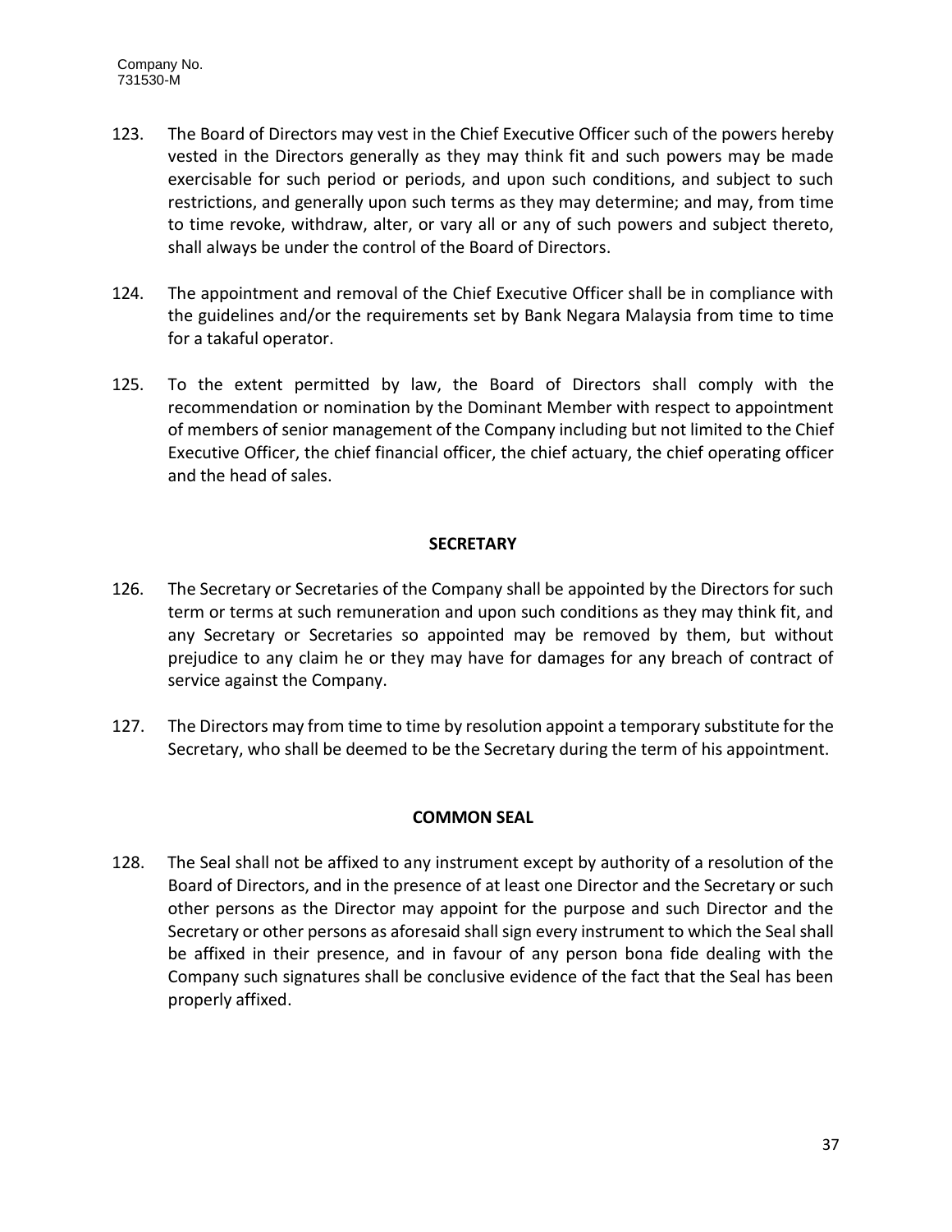123. The Board of Directors may vest in the Chief Executive Officer such of the powers hereby vested in the Directors generally as they may think fit and such powers may be made exercisable for such period or periods, and upon such conditions, and subject to such restrictions, and generally upon such terms as they may determine; and may, from time to time revoke, withdraw, alter, or vary all or any of such powers and subject thereto, shall always be under the control of the Board of Directors.

124. The appointment and removal of the Chief Executive Officer shall be in compliance with the guidelines and/or the requirements set by Bank Negara Malaysia from time to time for a takaful operator.

125. To the extent permitted by law, the Board of Directors shall comply with the recommendation or nomination by the Dominant Member with respect to appointment of members of senior management of the Company including but not limited to the Chief Executive Officer, the chief financial officer, the chief actuary, the chief operating officer and the head of sales.

## SECRETARY

126. The Secretary or Secretaries of the Company shall be appointed by the Directors for such term or terms at such remuneration and upon such conditions as they may think fit, and any Secretary or Secretaries so appointed may be removed by them, but without prejudice to any claim he or they may have for damages for any breach of contract of service against the Company.

127. The Directors may from time to time by resolution appoint a temporary substitute for the Secretary, who shall be deemed to be the Secretary during the term of his appointment.

## COMMON SEAL

128. The Seal shall not be affixed to any instrument except by authority of a resolution of the Board of Directors, and in the presence of at least one Director and the Secretary or such other persons as the Director may appoint for the purpose and such Director and the Secretary or other persons as aforesaid shall sign every instrument to which the Seal shall be affixed in their presence, and in favour of any person bona fide dealing with the Company such signatures shall be conclusive evidence of the fact that the Seal has been properly affixed.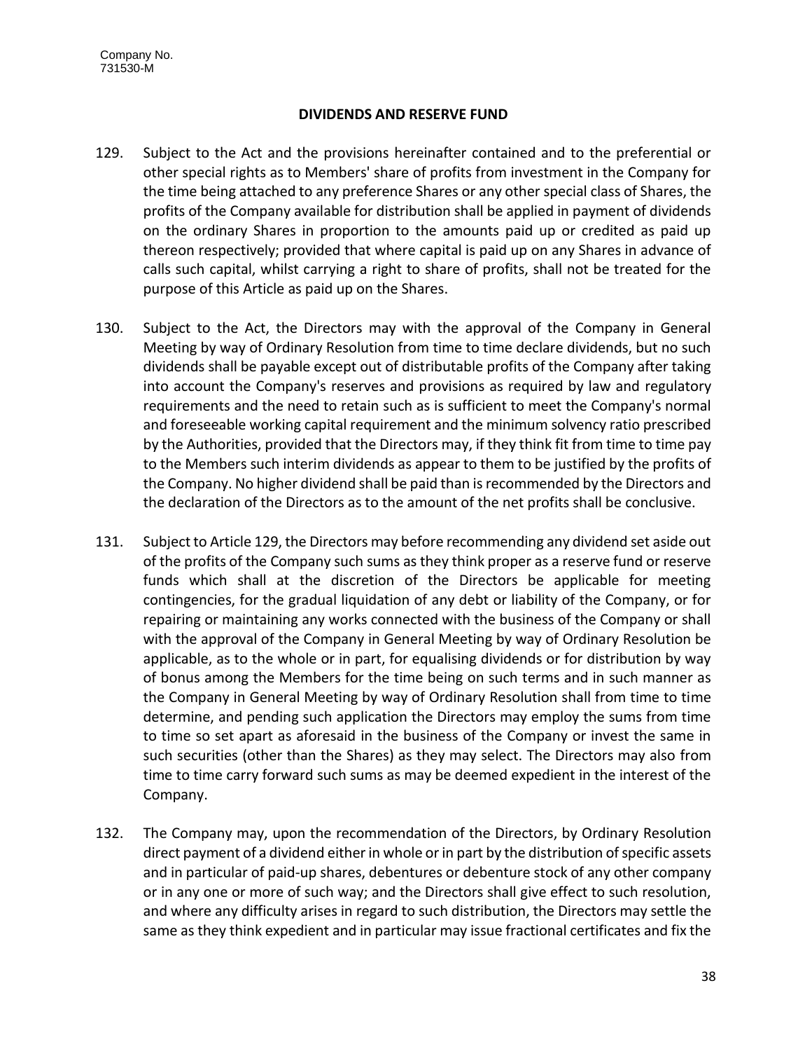Company No.
731530-M

## DIVIDENDS AND RESERVE FUND

129. Subject to the Act and the provisions hereinafter contained and to the preferential or other special rights as to Members' share of profits from investment in the Company for the time being attached to any preference Shares or any other special class of Shares, the profits of the Company available for distribution shall be applied in payment of dividends on the ordinary Shares in proportion to the amounts paid up or credited as paid up thereon respectively; provided that where capital is paid up on any Shares in advance of calls such capital, whilst carrying a right to share of profits, shall not be treated for the purpose of this Article as paid up on the Shares.

130. Subject to the Act, the Directors may with the approval of the Company in General Meeting by way of Ordinary Resolution from time to time declare dividends, but no such dividends shall be payable except out of distributable profits of the Company after taking into account the Company's reserves and provisions as required by law and regulatory requirements and the need to retain such as is sufficient to meet the Company's normal and foreseeable working capital requirement and the minimum solvency ratio prescribed by the Authorities, provided that the Directors may, if they think fit from time to time pay to the Members such interim dividends as appear to them to be justified by the profits of the Company. No higher dividend shall be paid than is recommended by the Directors and the declaration of the Directors as to the amount of the net profits shall be conclusive.

131. Subject to Article 129, the Directors may before recommending any dividend set aside out of the profits of the Company such sums as they think proper as a reserve fund or reserve funds which shall at the discretion of the Directors be applicable for meeting contingencies, for the gradual liquidation of any debt or liability of the Company, or for repairing or maintaining any works connected with the business of the Company or shall with the approval of the Company in General Meeting by way of Ordinary Resolution be applicable, as to the whole or in part, for equalising dividends or for distribution by way of bonus among the Members for the time being on such terms and in such manner as the Company in General Meeting by way of Ordinary Resolution shall from time to time determine, and pending such application the Directors may employ the sums from time to time so set apart as aforesaid in the business of the Company or invest the same in such securities (other than the Shares) as they may select. The Directors may also from time to time carry forward such sums as may be deemed expedient in the interest of the Company.

132. The Company may, upon the recommendation of the Directors, by Ordinary Resolution direct payment of a dividend either in whole or in part by the distribution of specific assets and in particular of paid-up shares, debentures or debenture stock of any other company or in any one or more of such way; and the Directors shall give effect to such resolution, and where any difficulty arises in regard to such distribution, the Directors may settle the same as they think expedient and in particular may issue fractional certificates and fix the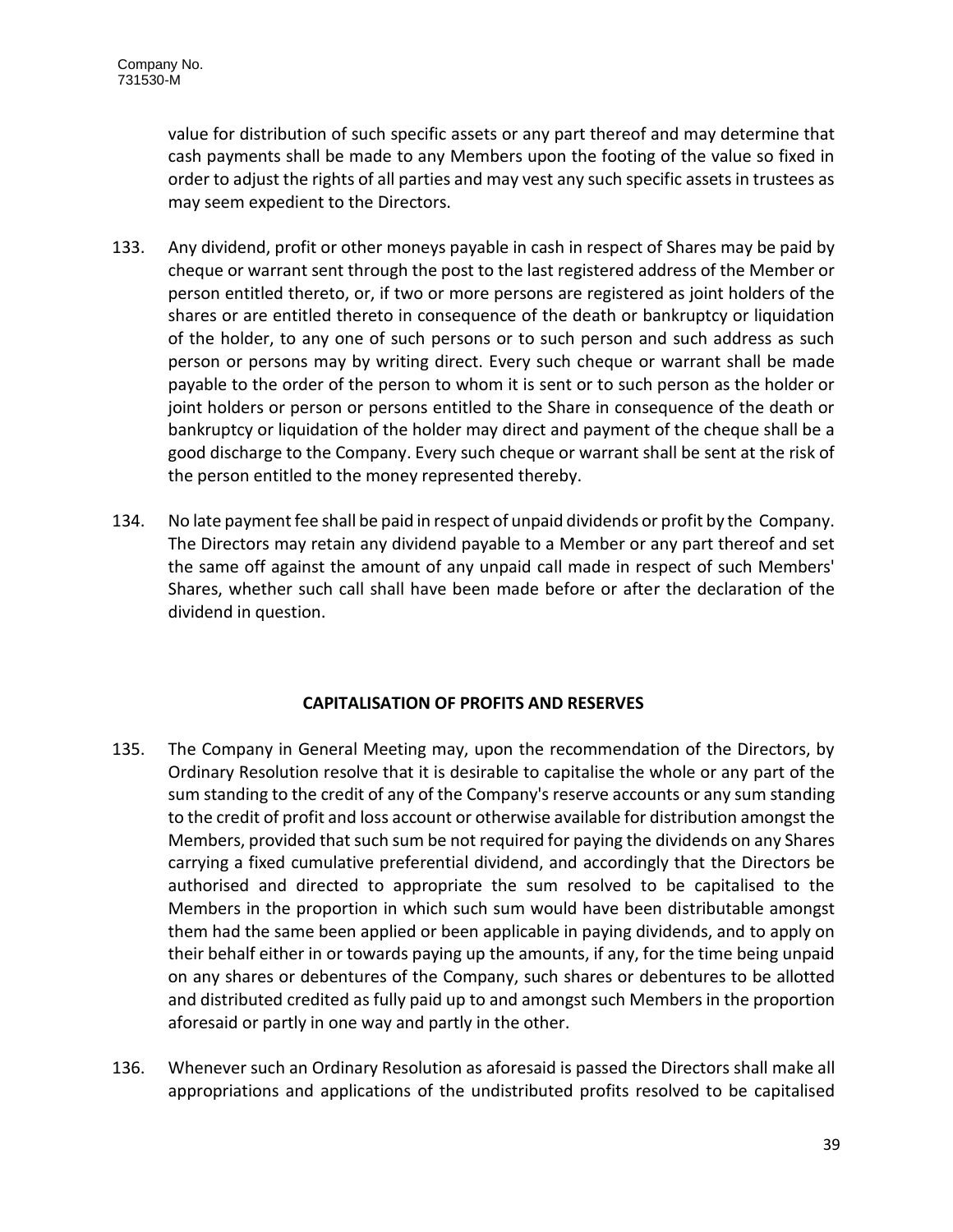value for distribution of such specific assets or any part thereof and may determine that cash payments shall be made to any Members upon the footing of the value so fixed in order to adjust the rights of all parties and may vest any such specific assets in trustees as may seem expedient to the Directors.

133. Any dividend, profit or other moneys payable in cash in respect of Shares may be paid by cheque or warrant sent through the post to the last registered address of the Member or person entitled thereto, or, if two or more persons are registered as joint holders of the shares or are entitled thereto in consequence of the death or bankruptcy or liquidation of the holder, to any one of such persons or to such person and such address as such person or persons may by writing direct. Every such cheque or warrant shall be made payable to the order of the person to whom it is sent or to such person as the holder or joint holders or person or persons entitled to the Share in consequence of the death or bankruptcy or liquidation of the holder may direct and payment of the cheque shall be a good discharge to the Company. Every such cheque or warrant shall be sent at the risk of the person entitled to the money represented thereby.

134. No late payment fee shall be paid in respect of unpaid dividends or profit by the Company. The Directors may retain any dividend payable to a Member or any part thereof and set the same off against the amount of any unpaid call made in respect of such Members' Shares, whether such call shall have been made before or after the declaration of the dividend in question.

## CAPITALISATION OF PROFITS AND RESERVES

135. The Company in General Meeting may, upon the recommendation of the Directors, by Ordinary Resolution resolve that it is desirable to capitalise the whole or any part of the sum standing to the credit of any of the Company's reserve accounts or any sum standing to the credit of profit and loss account or otherwise available for distribution amongst the Members, provided that such sum be not required for paying the dividends on any Shares carrying a fixed cumulative preferential dividend, and accordingly that the Directors be authorised and directed to appropriate the sum resolved to be capitalised to the Members in the proportion in which such sum would have been distributable amongst them had the same been applied or been applicable in paying dividends, and to apply on their behalf either in or towards paying up the amounts, if any, for the time being unpaid on any shares or debentures of the Company, such shares or debentures to be allotted and distributed credited as fully paid up to and amongst such Members in the proportion aforesaid or partly in one way and partly in the other.

136. Whenever such an Ordinary Resolution as aforesaid is passed the Directors shall make all appropriations and applications of the undistributed profits resolved to be capitalised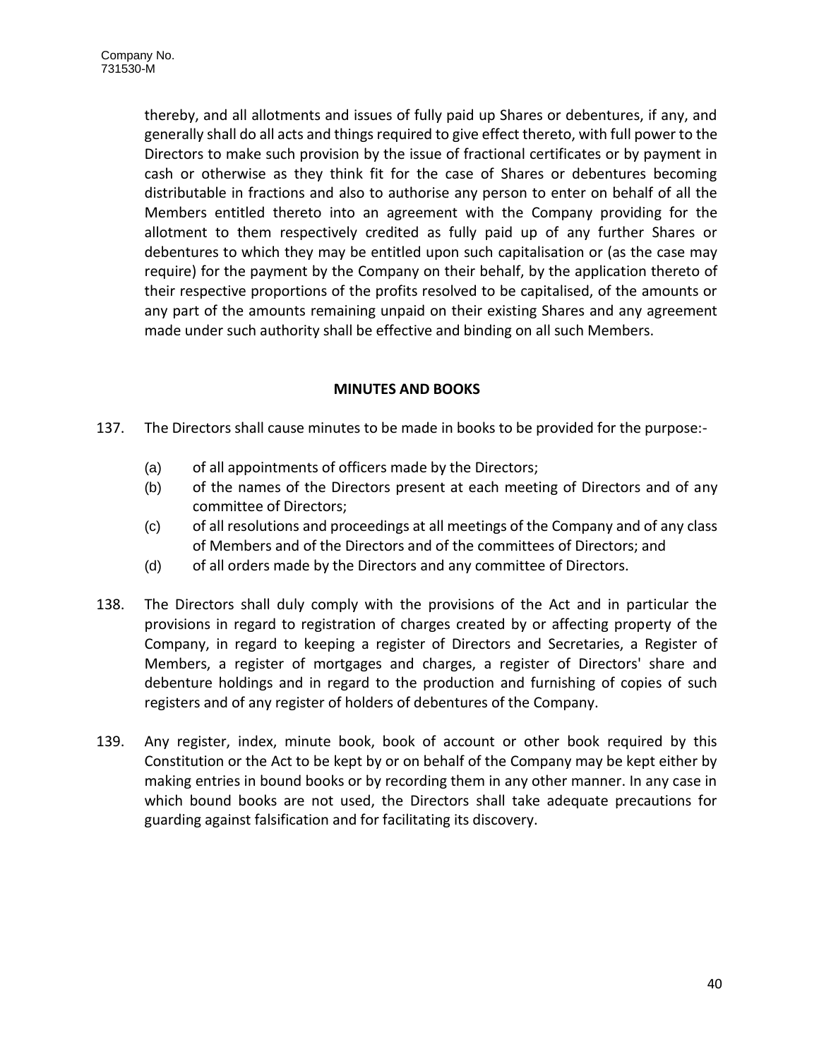thereby, and all allotments and issues of fully paid up Shares or debentures, if any, and generally shall do all acts and things required to give effect thereto, with full power to the Directors to make such provision by the issue of fractional certificates or by payment in cash or otherwise as they think fit for the case of Shares or debentures becoming distributable in fractions and also to authorise any person to enter on behalf of all the Members entitled thereto into an agreement with the Company providing for the allotment to them respectively credited as fully paid up of any further Shares or debentures to which they may be entitled upon such capitalisation or (as the case may require) for the payment by the Company on their behalf, by the application thereto of their respective proportions of the profits resolved to be capitalised, of the amounts or any part of the amounts remaining unpaid on their existing Shares and any agreement made under such authority shall be effective and binding on all such Members.

## MINUTES AND BOOKS

137. The Directors shall cause minutes to be made in books to be provided for the purpose:-

    (a) of all appointments of officers made by the Directors;
    (b) of the names of the Directors present at each meeting of Directors and of any committee of Directors;
    (c) of all resolutions and proceedings at all meetings of the Company and of any class of Members and of the Directors and of the committees of Directors; and
    (d) of all orders made by the Directors and any committee of Directors.

138. The Directors shall duly comply with the provisions of the Act and in particular the provisions in regard to registration of charges created by or affecting property of the Company, in regard to keeping a register of Directors and Secretaries, a Register of Members, a register of mortgages and charges, a register of Directors' share and debenture holdings and in regard to the production and furnishing of copies of such registers and of any register of holders of debentures of the Company.

139. Any register, index, minute book, book of account or other book required by this Constitution or the Act to be kept by or on behalf of the Company may be kept either by making entries in bound books or by recording them in any other manner. In any case in which bound books are not used, the Directors shall take adequate precautions for guarding against falsification and for facilitating its discovery.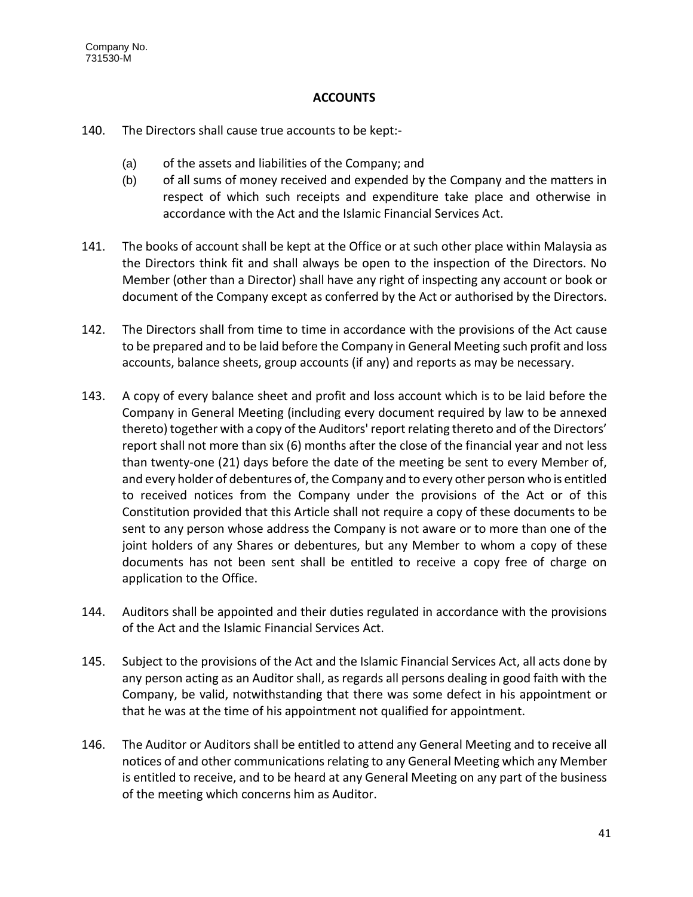Company No.
731530-M

## ACCOUNTS

140. The Directors shall cause true accounts to be kept:-

    (a) of the assets and liabilities of the Company; and
    (b) of all sums of money received and expended by the Company and the matters in respect of which such receipts and expenditure take place and otherwise in accordance with the Act and the Islamic Financial Services Act.

141. The books of account shall be kept at the Office or at such other place within Malaysia as the Directors think fit and shall always be open to the inspection of the Directors. No Member (other than a Director) shall have any right of inspecting any account or book or document of the Company except as conferred by the Act or authorised by the Directors.

142. The Directors shall from time to time in accordance with the provisions of the Act cause to be prepared and to be laid before the Company in General Meeting such profit and loss accounts, balance sheets, group accounts (if any) and reports as may be necessary.

143. A copy of every balance sheet and profit and loss account which is to be laid before the Company in General Meeting (including every document required by law to be annexed thereto) together with a copy of the Auditors' report relating thereto and of the Directors' report shall not more than six (6) months after the close of the financial year and not less than twenty-one (21) days before the date of the meeting be sent to every Member of, and every holder of debentures of, the Company and to every other person who is entitled to received notices from the Company under the provisions of the Act or of this Constitution provided that this Article shall not require a copy of these documents to be sent to any person whose address the Company is not aware or to more than one of the joint holders of any Shares or debentures, but any Member to whom a copy of these documents has not been sent shall be entitled to receive a copy free of charge on application to the Office.

144. Auditors shall be appointed and their duties regulated in accordance with the provisions of the Act and the Islamic Financial Services Act.

145. Subject to the provisions of the Act and the Islamic Financial Services Act, all acts done by any person acting as an Auditor shall, as regards all persons dealing in good faith with the Company, be valid, notwithstanding that there was some defect in his appointment or that he was at the time of his appointment not qualified for appointment.

146. The Auditor or Auditors shall be entitled to attend any General Meeting and to receive all notices of and other communications relating to any General Meeting which any Member is entitled to receive, and to be heard at any General Meeting on any part of the business of the meeting which concerns him as Auditor.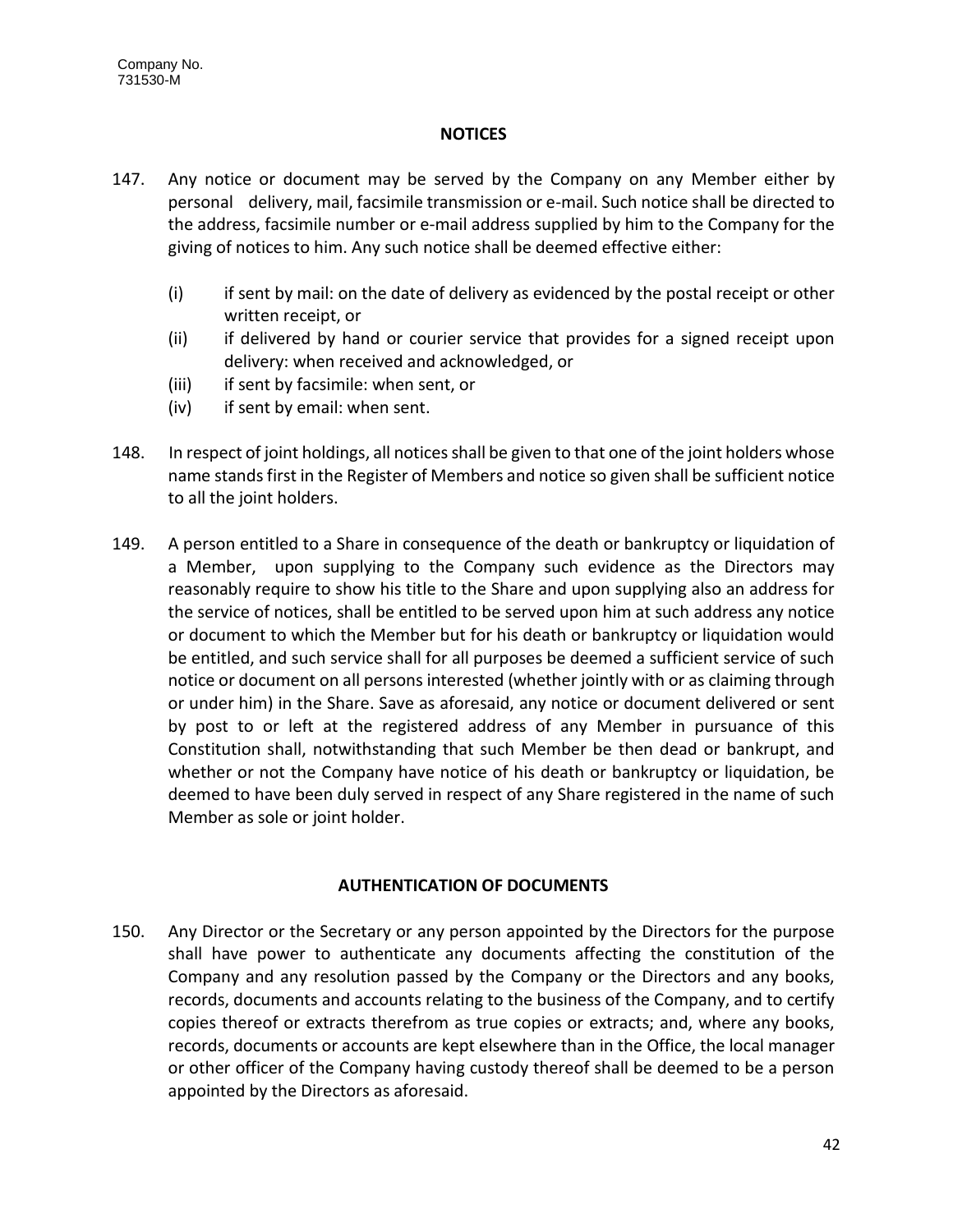Company No.
731530-M

## NOTICES

147. Any notice or document may be served by the Company on any Member either by personal delivery, mail, facsimile transmission or e-mail. Such notice shall be directed to the address, facsimile number or e-mail address supplied by him to the Company for the giving of notices to him. Any such notice shall be deemed effective either:

    (i) if sent by mail: on the date of delivery as evidenced by the postal receipt or other written receipt, or
    (ii) if delivered by hand or courier service that provides for a signed receipt upon delivery: when received and acknowledged, or
    (iii) if sent by facsimile: when sent, or
    (iv) if sent by email: when sent.

148. In respect of joint holdings, all notices shall be given to that one of the joint holders whose name stands first in the Register of Members and notice so given shall be sufficient notice to all the joint holders.

149. A person entitled to a Share in consequence of the death or bankruptcy or liquidation of a Member, upon supplying to the Company such evidence as the Directors may reasonably require to show his title to the Share and upon supplying also an address for the service of notices, shall be entitled to be served upon him at such address any notice or document to which the Member but for his death or bankruptcy or liquidation would be entitled, and such service shall for all purposes be deemed a sufficient service of such notice or document on all persons interested (whether jointly with or as claiming through or under him) in the Share. Save as aforesaid, any notice or document delivered or sent by post to or left at the registered address of any Member in pursuance of this Constitution shall, notwithstanding that such Member be then dead or bankrupt, and whether or not the Company have notice of his death or bankruptcy or liquidation, be deemed to have been duly served in respect of any Share registered in the name of such Member as sole or joint holder.

## AUTHENTICATION OF DOCUMENTS

150. Any Director or the Secretary or any person appointed by the Directors for the purpose shall have power to authenticate any documents affecting the constitution of the Company and any resolution passed by the Company or the Directors and any books, records, documents and accounts relating to the business of the Company, and to certify copies thereof or extracts therefrom as true copies or extracts; and, where any books, records, documents or accounts are kept elsewhere than in the Office, the local manager or other officer of the Company having custody thereof shall be deemed to be a person appointed by the Directors as aforesaid.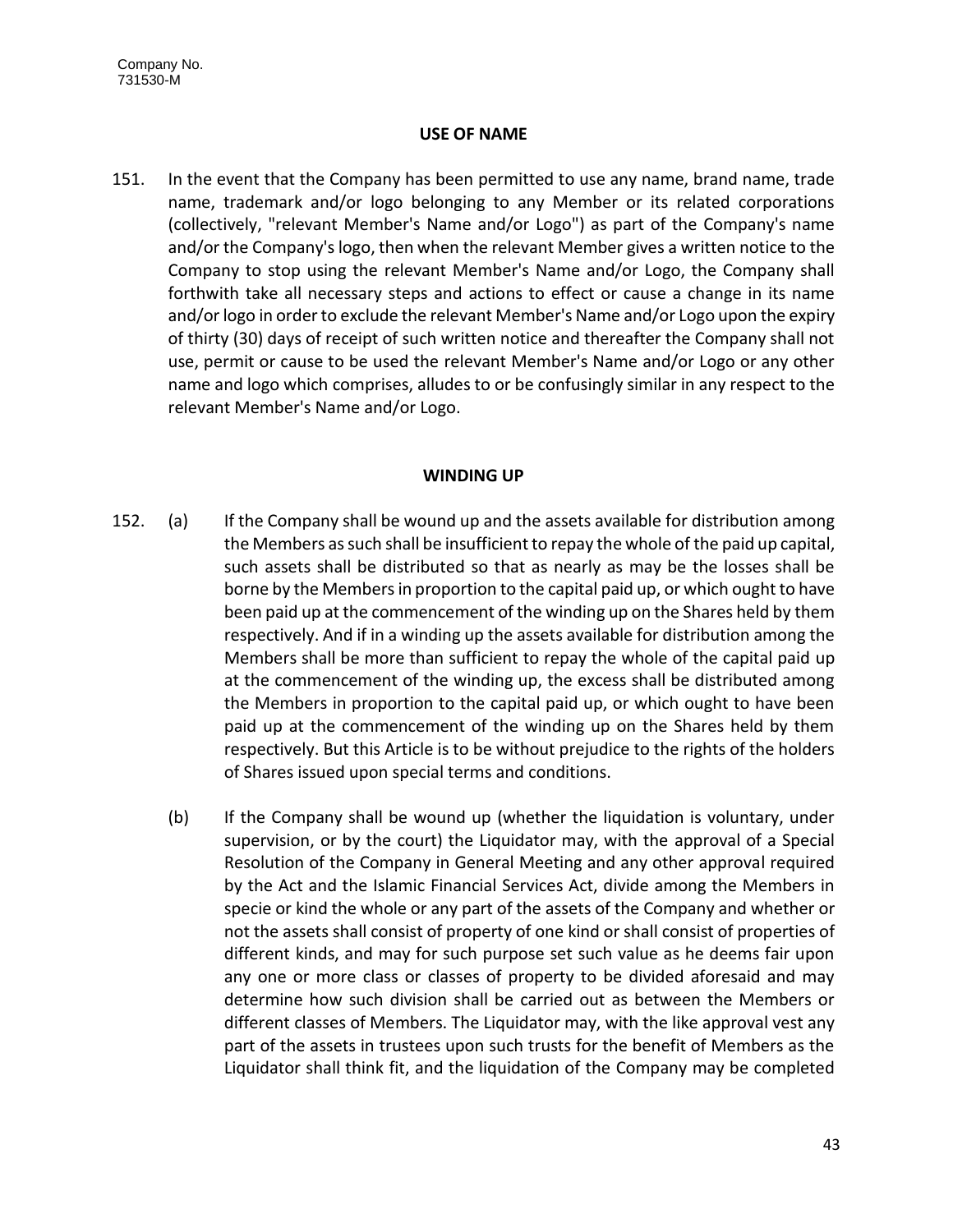Company No.
731530-M

## USE OF NAME

151. In the event that the Company has been permitted to use any name, brand name, trade name, trademark and/or logo belonging to any Member or its related corporations (collectively, "relevant Member's Name and/or Logo") as part of the Company's name and/or the Company's logo, then when the relevant Member gives a written notice to the Company to stop using the relevant Member's Name and/or Logo, the Company shall forthwith take all necessary steps and actions to effect or cause a change in its name and/or logo in order to exclude the relevant Member's Name and/or Logo upon the expiry of thirty (30) days of receipt of such written notice and thereafter the Company shall not use, permit or cause to be used the relevant Member's Name and/or Logo or any other name and logo which comprises, alludes to or be confusingly similar in any respect to the relevant Member's Name and/or Logo.

## WINDING UP

152. (a) If the Company shall be wound up and the assets available for distribution among the Members as such shall be insufficient to repay the whole of the paid up capital, such assets shall be distributed so that as nearly as may be the losses shall be borne by the Members in proportion to the capital paid up, or which ought to have been paid up at the commencement of the winding up on the Shares held by them respectively. And if in a winding up the assets available for distribution among the Members shall be more than sufficient to repay the whole of the capital paid up at the commencement of the winding up, the excess shall be distributed among the Members in proportion to the capital paid up, or which ought to have been paid up at the commencement of the winding up on the Shares held by them respectively. But this Article is to be without prejudice to the rights of the holders of Shares issued upon special terms and conditions.

(b) If the Company shall be wound up (whether the liquidation is voluntary, under supervision, or by the court) the Liquidator may, with the approval of a Special Resolution of the Company in General Meeting and any other approval required by the Act and the Islamic Financial Services Act, divide among the Members in specie or kind the whole or any part of the assets of the Company and whether or not the assets shall consist of property of one kind or shall consist of properties of different kinds, and may for such purpose set such value as he deems fair upon any one or more class or classes of property to be divided aforesaid and may determine how such division shall be carried out as between the Members or different classes of Members. The Liquidator may, with the like approval vest any part of the assets in trustees upon such trusts for the benefit of Members as the Liquidator shall think fit, and the liquidation of the Company may be completed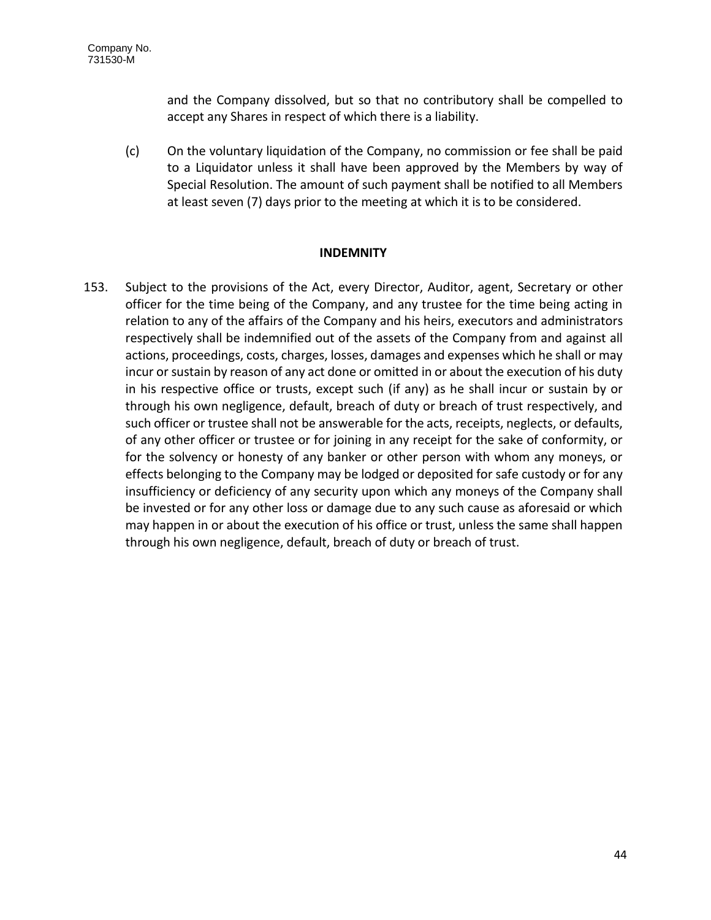and the Company dissolved, but so that no contributory shall be compelled to accept any Shares in respect of which there is a liability.

(c) On the voluntary liquidation of the Company, no commission or fee shall be paid to a Liquidator unless it shall have been approved by the Members by way of Special Resolution. The amount of such payment shall be notified to all Members at least seven (7) days prior to the meeting at which it is to be considered.

## INDEMNITY

153. Subject to the provisions of the Act, every Director, Auditor, agent, Secretary or other officer for the time being of the Company, and any trustee for the time being acting in relation to any of the affairs of the Company and his heirs, executors and administrators respectively shall be indemnified out of the assets of the Company from and against all actions, proceedings, costs, charges, losses, damages and expenses which he shall or may incur or sustain by reason of any act done or omitted in or about the execution of his duty in his respective office or trusts, except such (if any) as he shall incur or sustain by or through his own negligence, default, breach of duty or breach of trust respectively, and such officer or trustee shall not be answerable for the acts, receipts, neglects, or defaults, of any other officer or trustee or for joining in any receipt for the sake of conformity, or for the solvency or honesty of any banker or other person with whom any moneys, or effects belonging to the Company may be lodged or deposited for safe custody or for any insufficiency or deficiency of any security upon which any moneys of the Company shall be invested or for any other loss or damage due to any such cause as aforesaid or which may happen in or about the execution of his office or trust, unless the same shall happen through his own negligence, default, breach of duty or breach of trust.